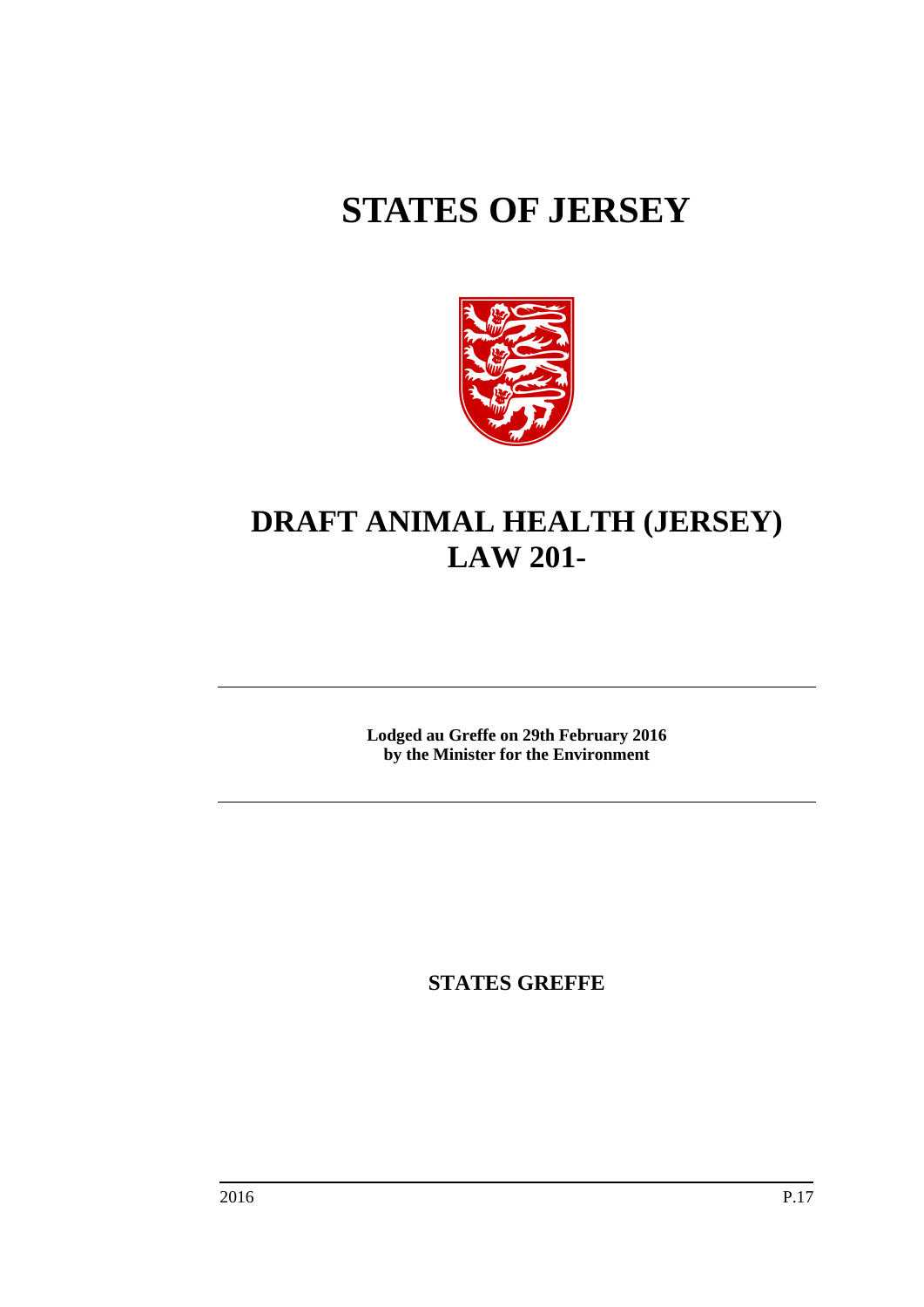# STATES OF JERSEY

# DRAFT ANIMAL HEALTH (JERSEY) LAW 201-

**Lodged au Greffe on 29th February 2016**
**by the Minister for the Environment**

**STATES GREFFE**

2016 P.17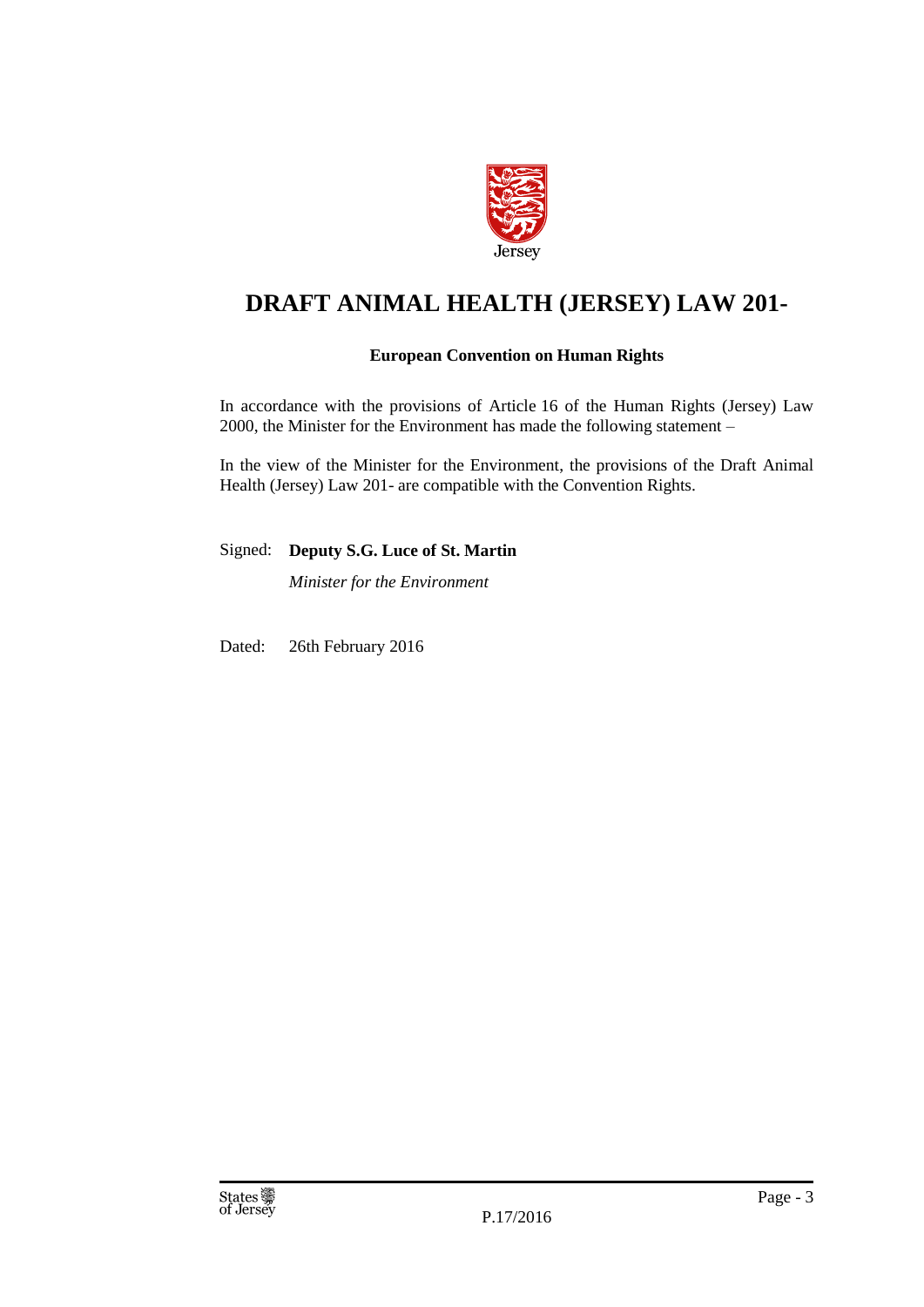Jersey

# DRAFT ANIMAL HEALTH (JERSEY) LAW 201-

**European Convention on Human Rights**

In accordance with the provisions of Article 16 of the Human Rights (Jersey) Law 2000, the Minister for the Environment has made the following statement –

In the view of the Minister for the Environment, the provisions of the Draft Animal Health (Jersey) Law 201- are compatible with the Convention Rights.

Signed: **Deputy S.G. Luce of St. Martin**

*Minister for the Environment*

Dated: 26th February 2016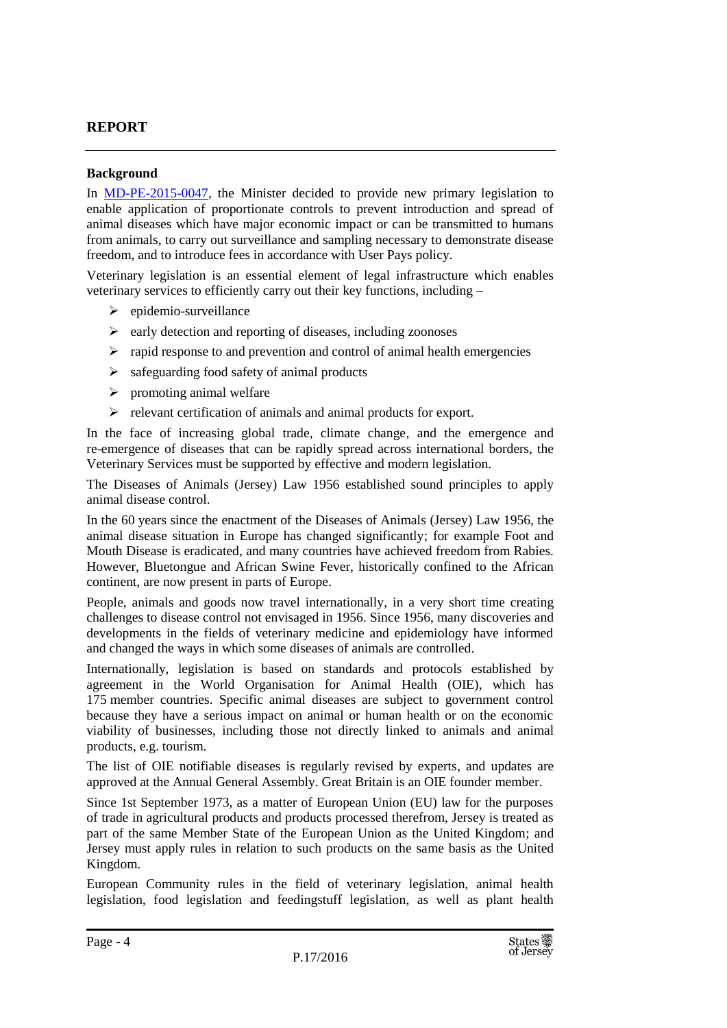## REPORT

### Background

In MD-PE-2015-0047, the Minister decided to provide new primary legislation to enable application of proportionate controls to prevent introduction and spread of animal diseases which have major economic impact or can be transmitted to humans from animals, to carry out surveillance and sampling necessary to demonstrate disease freedom, and to introduce fees in accordance with User Pays policy.

Veterinary legislation is an essential element of legal infrastructure which enables veterinary services to efficiently carry out their key functions, including –

- epidemio-surveillance
- early detection and reporting of diseases, including zoonoses
- rapid response to and prevention and control of animal health emergencies
- safeguarding food safety of animal products
- promoting animal welfare
- relevant certification of animals and animal products for export.

In the face of increasing global trade, climate change, and the emergence and re-emergence of diseases that can be rapidly spread across international borders, the Veterinary Services must be supported by effective and modern legislation.

The Diseases of Animals (Jersey) Law 1956 established sound principles to apply animal disease control.

In the 60 years since the enactment of the Diseases of Animals (Jersey) Law 1956, the animal disease situation in Europe has changed significantly; for example Foot and Mouth Disease is eradicated, and many countries have achieved freedom from Rabies. However, Bluetongue and African Swine Fever, historically confined to the African continent, are now present in parts of Europe.

People, animals and goods now travel internationally, in a very short time creating challenges to disease control not envisaged in 1956. Since 1956, many discoveries and developments in the fields of veterinary medicine and epidemiology have informed and changed the ways in which some diseases of animals are controlled.

Internationally, legislation is based on standards and protocols established by agreement in the World Organisation for Animal Health (OIE), which has 175 member countries. Specific animal diseases are subject to government control because they have a serious impact on animal or human health or on the economic viability of businesses, including those not directly linked to animals and animal products, e.g. tourism.

The list of OIE notifiable diseases is regularly revised by experts, and updates are approved at the Annual General Assembly. Great Britain is an OIE founder member.

Since 1st September 1973, as a matter of European Union (EU) law for the purposes of trade in agricultural products and products processed therefrom, Jersey is treated as part of the same Member State of the European Union as the United Kingdom; and Jersey must apply rules in relation to such products on the same basis as the United Kingdom.

European Community rules in the field of veterinary legislation, animal health legislation, food legislation and feedingstuff legislation, as well as plant health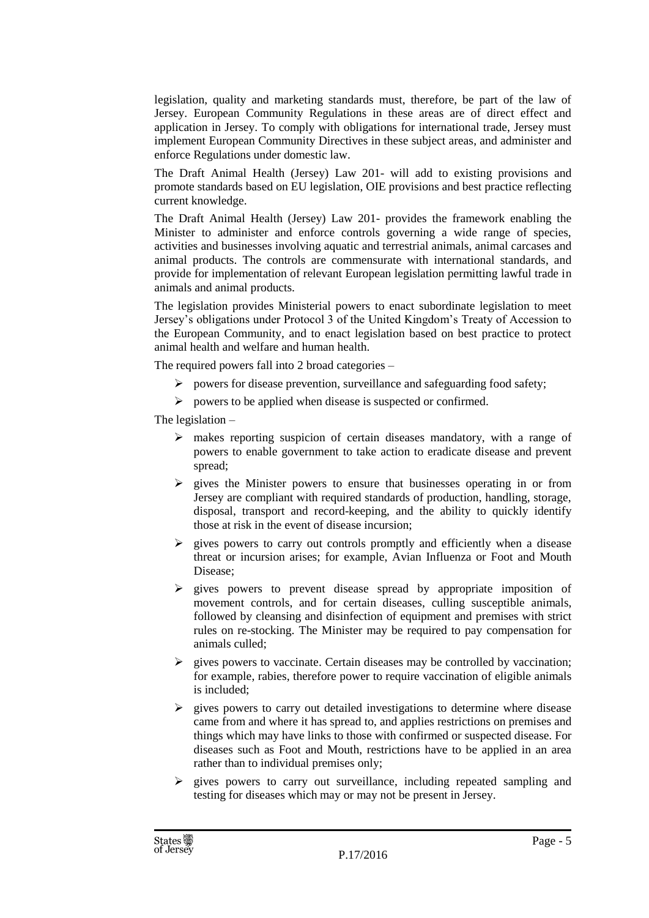legislation, quality and marketing standards must, therefore, be part of the law of Jersey. European Community Regulations in these areas are of direct effect and application in Jersey. To comply with obligations for international trade, Jersey must implement European Community Directives in these subject areas, and administer and enforce Regulations under domestic law.

The Draft Animal Health (Jersey) Law 201- will add to existing provisions and promote standards based on EU legislation, OIE provisions and best practice reflecting current knowledge.

The Draft Animal Health (Jersey) Law 201- provides the framework enabling the Minister to administer and enforce controls governing a wide range of species, activities and businesses involving aquatic and terrestrial animals, animal carcases and animal products. The controls are commensurate with international standards, and provide for implementation of relevant European legislation permitting lawful trade in animals and animal products.

The legislation provides Ministerial powers to enact subordinate legislation to meet Jersey's obligations under Protocol 3 of the United Kingdom's Treaty of Accession to the European Community, and to enact legislation based on best practice to protect animal health and welfare and human health.

The required powers fall into 2 broad categories –

- powers for disease prevention, surveillance and safeguarding food safety;
- powers to be applied when disease is suspected or confirmed.

The legislation –

- makes reporting suspicion of certain diseases mandatory, with a range of powers to enable government to take action to eradicate disease and prevent spread;
- gives the Minister powers to ensure that businesses operating in or from Jersey are compliant with required standards of production, handling, storage, disposal, transport and record-keeping, and the ability to quickly identify those at risk in the event of disease incursion;
- gives powers to carry out controls promptly and efficiently when a disease threat or incursion arises; for example, Avian Influenza or Foot and Mouth Disease;
- gives powers to prevent disease spread by appropriate imposition of movement controls, and for certain diseases, culling susceptible animals, followed by cleansing and disinfection of equipment and premises with strict rules on re-stocking. The Minister may be required to pay compensation for animals culled;
- gives powers to vaccinate. Certain diseases may be controlled by vaccination; for example, rabies, therefore power to require vaccination of eligible animals is included;
- gives powers to carry out detailed investigations to determine where disease came from and where it has spread to, and applies restrictions on premises and things which may have links to those with confirmed or suspected disease. For diseases such as Foot and Mouth, restrictions have to be applied in an area rather than to individual premises only;
- gives powers to carry out surveillance, including repeated sampling and testing for diseases which may or may not be present in Jersey.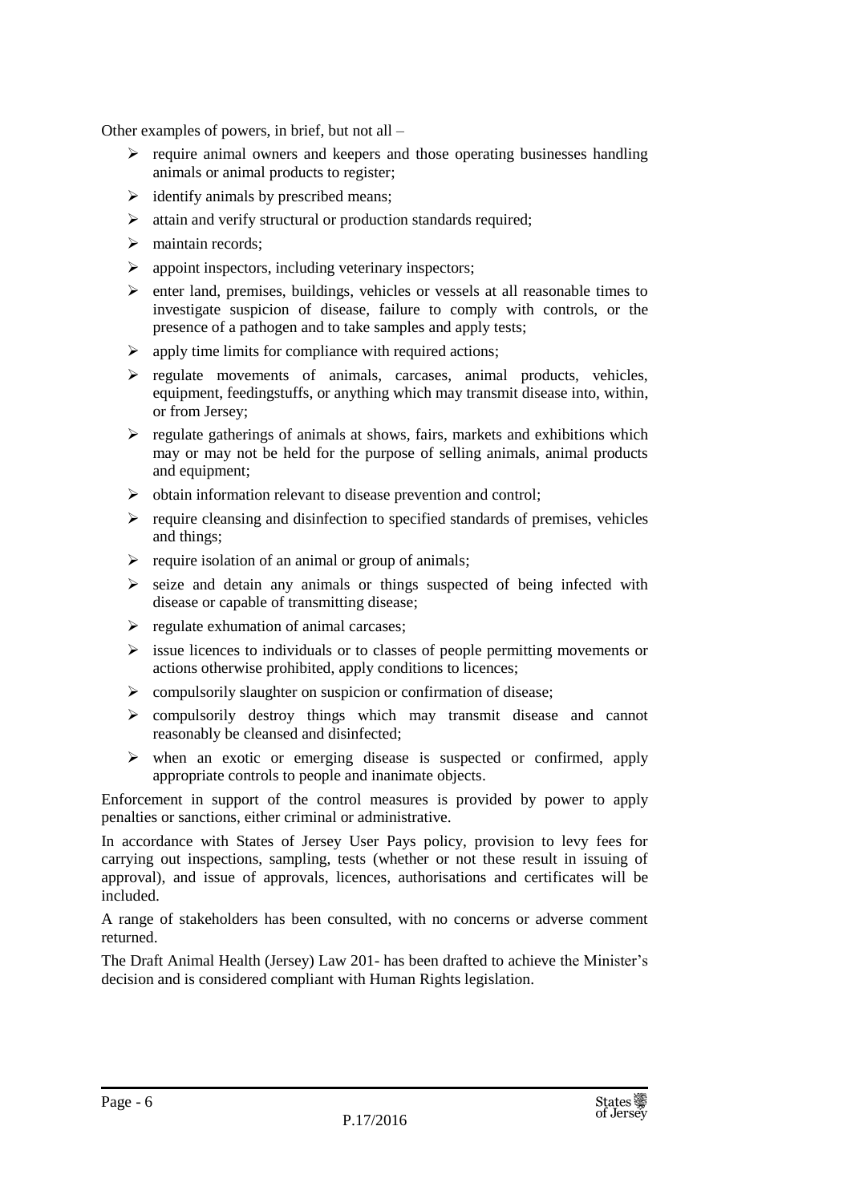Other examples of powers, in brief, but not all –

- require animal owners and keepers and those operating businesses handling animals or animal products to register;
- identify animals by prescribed means;
- attain and verify structural or production standards required;
- maintain records;
- appoint inspectors, including veterinary inspectors;
- enter land, premises, buildings, vehicles or vessels at all reasonable times to investigate suspicion of disease, failure to comply with controls, or the presence of a pathogen and to take samples and apply tests;
- apply time limits for compliance with required actions;
- regulate movements of animals, carcases, animal products, vehicles, equipment, feedingstuffs, or anything which may transmit disease into, within, or from Jersey;
- regulate gatherings of animals at shows, fairs, markets and exhibitions which may or may not be held for the purpose of selling animals, animal products and equipment;
- obtain information relevant to disease prevention and control;
- require cleansing and disinfection to specified standards of premises, vehicles and things;
- require isolation of an animal or group of animals;
- seize and detain any animals or things suspected of being infected with disease or capable of transmitting disease;
- regulate exhumation of animal carcases;
- issue licences to individuals or to classes of people permitting movements or actions otherwise prohibited, apply conditions to licences;
- compulsorily slaughter on suspicion or confirmation of disease;
- compulsorily destroy things which may transmit disease and cannot reasonably be cleansed and disinfected;
- when an exotic or emerging disease is suspected or confirmed, apply appropriate controls to people and inanimate objects.

Enforcement in support of the control measures is provided by power to apply penalties or sanctions, either criminal or administrative.

In accordance with States of Jersey User Pays policy, provision to levy fees for carrying out inspections, sampling, tests (whether or not these result in issuing of approval), and issue of approvals, licences, authorisations and certificates will be included.

A range of stakeholders has been consulted, with no concerns or adverse comment returned.

The Draft Animal Health (Jersey) Law 201- has been drafted to achieve the Minister's decision and is considered compliant with Human Rights legislation.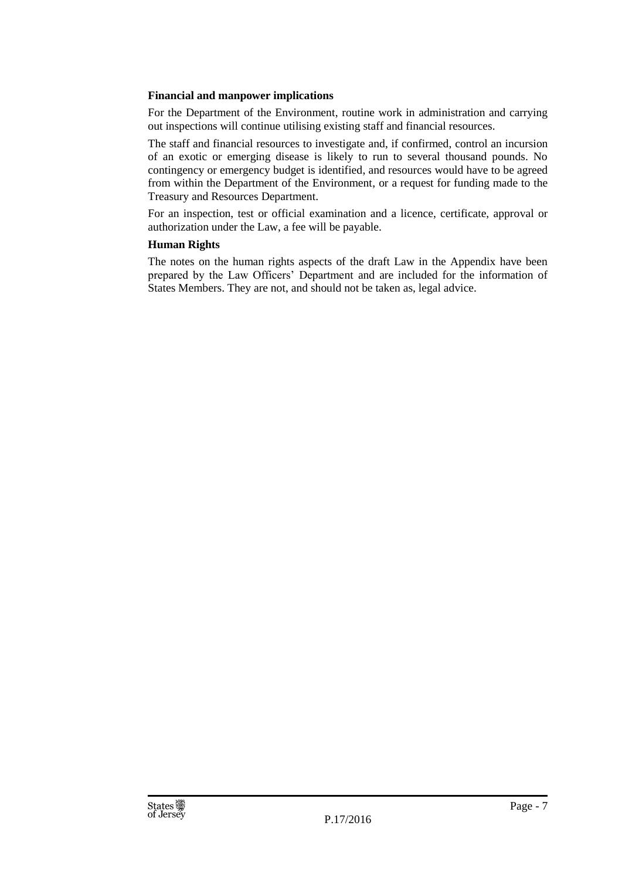**Financial and manpower implications**

For the Department of the Environment, routine work in administration and carrying out inspections will continue utilising existing staff and financial resources.

The staff and financial resources to investigate and, if confirmed, control an incursion of an exotic or emerging disease is likely to run to several thousand pounds. No contingency or emergency budget is identified, and resources would have to be agreed from within the Department of the Environment, or a request for funding made to the Treasury and Resources Department.

For an inspection, test or official examination and a licence, certificate, approval or authorization under the Law, a fee will be payable.

**Human Rights**

The notes on the human rights aspects of the draft Law in the Appendix have been prepared by the Law Officers' Department and are included for the information of States Members. They are not, and should not be taken as, legal advice.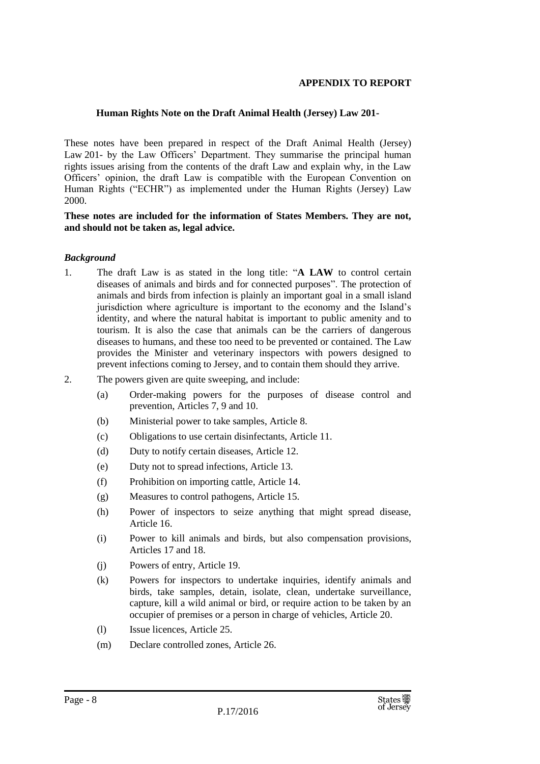**APPENDIX TO REPORT**

**Human Rights Note on the Draft Animal Health (Jersey) Law 201-**

These notes have been prepared in respect of the Draft Animal Health (Jersey) Law 201- by the Law Officers' Department. They summarise the principal human rights issues arising from the contents of the draft Law and explain why, in the Law Officers' opinion, the draft Law is compatible with the European Convention on Human Rights ("ECHR") as implemented under the Human Rights (Jersey) Law 2000.

**These notes are included for the information of States Members. They are not, and should not be taken as, legal advice.**

***Background***

1. The draft Law is as stated in the long title: "**A LAW** to control certain diseases of animals and birds and for connected purposes". The protection of animals and birds from infection is plainly an important goal in a small island jurisdiction where agriculture is important to the economy and the Island's identity, and where the natural habitat is important to public amenity and to tourism. It is also the case that animals can be the carriers of dangerous diseases to humans, and these too need to be prevented or contained. The Law provides the Minister and veterinary inspectors with powers designed to prevent infections coming to Jersey, and to contain them should they arrive.

2. The powers given are quite sweeping, and include:

   (a) Order-making powers for the purposes of disease control and prevention, Articles 7, 9 and 10.

   (b) Ministerial power to take samples, Article 8.

   (c) Obligations to use certain disinfectants, Article 11.

   (d) Duty to notify certain diseases, Article 12.

   (e) Duty not to spread infections, Article 13.

   (f) Prohibition on importing cattle, Article 14.

   (g) Measures to control pathogens, Article 15.

   (h) Power of inspectors to seize anything that might spread disease, Article 16.

   (i) Power to kill animals and birds, but also compensation provisions, Articles 17 and 18.

   (j) Powers of entry, Article 19.

   (k) Powers for inspectors to undertake inquiries, identify animals and birds, take samples, detain, isolate, clean, undertake surveillance, capture, kill a wild animal or bird, or require action to be taken by an occupier of premises or a person in charge of vehicles, Article 20.

   (l) Issue licences, Article 25.

   (m) Declare controlled zones, Article 26.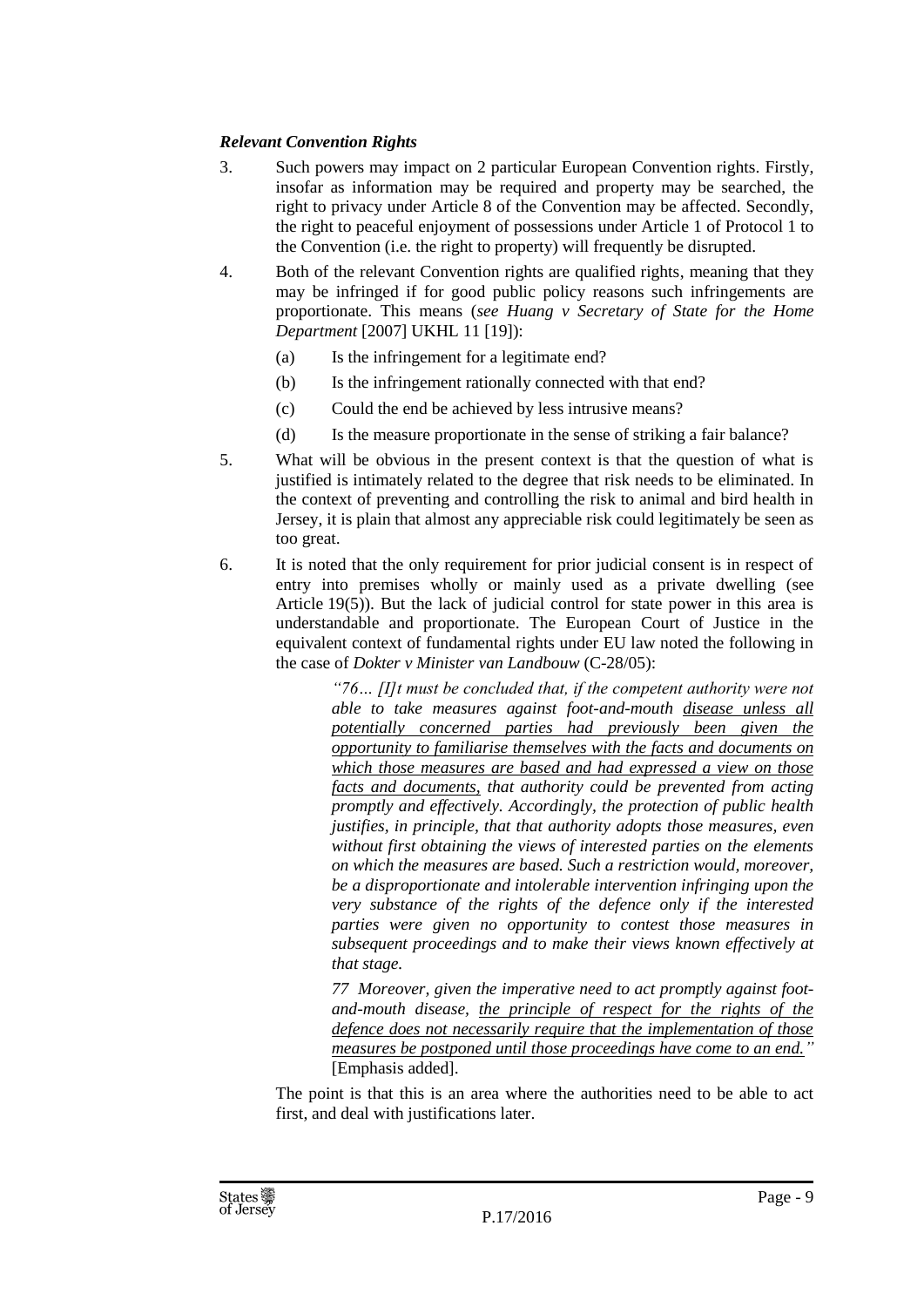***Relevant Convention Rights***

3. Such powers may impact on 2 particular European Convention rights. Firstly, insofar as information may be required and property may be searched, the right to privacy under Article 8 of the Convention may be affected. Secondly, the right to peaceful enjoyment of possessions under Article 1 of Protocol 1 to the Convention (i.e. the right to property) will frequently be disrupted.

4. Both of the relevant Convention rights are qualified rights, meaning that they may be infringed if for good public policy reasons such infringements are proportionate. This means (*see Huang v Secretary of State for the Home Department* [2007] UKHL 11 [19]):

   (a) Is the infringement for a legitimate end?

   (b) Is the infringement rationally connected with that end?

   (c) Could the end be achieved by less intrusive means?

   (d) Is the measure proportionate in the sense of striking a fair balance?

5. What will be obvious in the present context is that the question of what is justified is intimately related to the degree that risk needs to be eliminated. In the context of preventing and controlling the risk to animal and bird health in Jersey, it is plain that almost any appreciable risk could legitimately be seen as too great.

6. It is noted that the only requirement for prior judicial consent is in respect of entry into premises wholly or mainly used as a private dwelling (see Article 19(5)). But the lack of judicial control for state power in this area is understandable and proportionate. The European Court of Justice in the equivalent context of fundamental rights under EU law noted the following in the case of *Dokter v Minister van Landbouw* (C-28/05):

   > *"76… [I]t must be concluded that, if the competent authority were not able to take measures against foot-and-mouth disease unless all potentially concerned parties had previously been given the opportunity to familiarise themselves with the facts and documents on which those measures are based and had expressed a view on those facts and documents, that authority could be prevented from acting promptly and effectively. Accordingly, the protection of public health justifies, in principle, that that authority adopts those measures, even without first obtaining the views of interested parties on the elements on which the measures are based. Such a restriction would, moreover, be a disproportionate and intolerable intervention infringing upon the very substance of the rights of the defence only if the interested parties were given no opportunity to contest those measures in subsequent proceedings and to make their views known effectively at that stage.*
   >
   > *77 Moreover, given the imperative need to act promptly against foot-and-mouth disease, the principle of respect for the rights of the defence does not necessarily require that the implementation of those measures be postponed until those proceedings have come to an end."* [Emphasis added].

   The point is that this is an area where the authorities need to be able to act first, and deal with justifications later.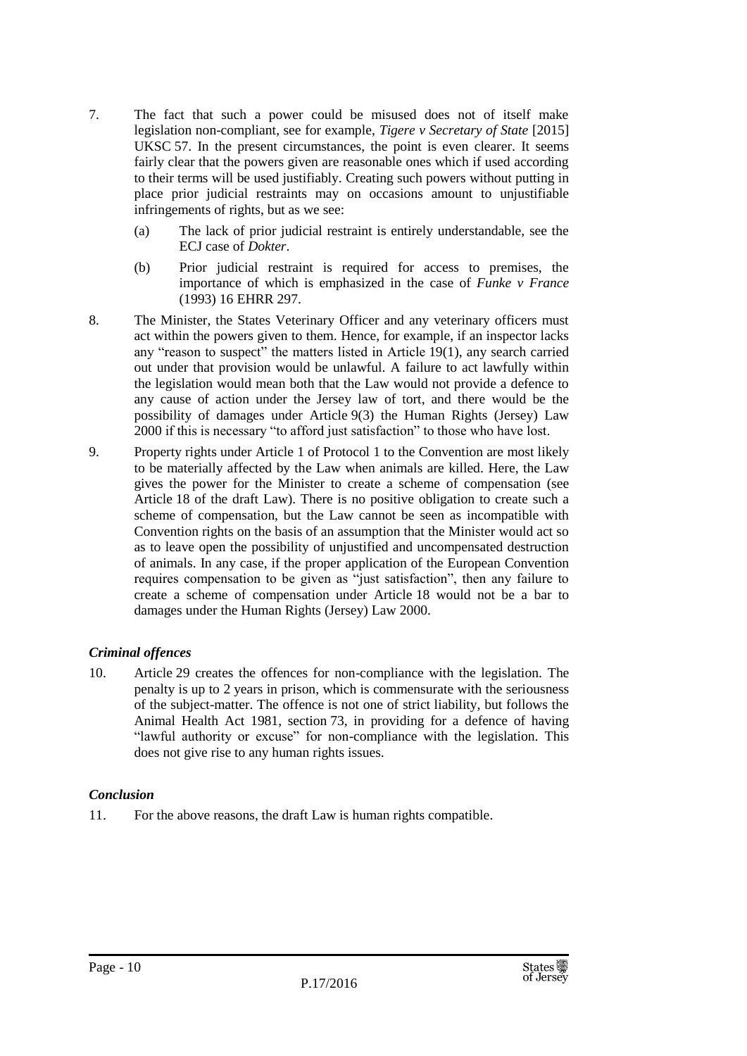7. The fact that such a power could be misused does not of itself make legislation non-compliant, see for example, *Tigere v Secretary of State* [2015] UKSC 57. In the present circumstances, the point is even clearer. It seems fairly clear that the powers given are reasonable ones which if used according to their terms will be used justifiably. Creating such powers without putting in place prior judicial restraints may on occasions amount to unjustifiable infringements of rights, but as we see:

   (a) The lack of prior judicial restraint is entirely understandable, see the ECJ case of *Dokter*.

   (b) Prior judicial restraint is required for access to premises, the importance of which is emphasized in the case of *Funke v France* (1993) 16 EHRR 297.

8. The Minister, the States Veterinary Officer and any veterinary officers must act within the powers given to them. Hence, for example, if an inspector lacks any "reason to suspect" the matters listed in Article 19(1), any search carried out under that provision would be unlawful. A failure to act lawfully within the legislation would mean both that the Law would not provide a defence to any cause of action under the Jersey law of tort, and there would be the possibility of damages under Article 9(3) the Human Rights (Jersey) Law 2000 if this is necessary "to afford just satisfaction" to those who have lost.

9. Property rights under Article 1 of Protocol 1 to the Convention are most likely to be materially affected by the Law when animals are killed. Here, the Law gives the power for the Minister to create a scheme of compensation (see Article 18 of the draft Law). There is no positive obligation to create such a scheme of compensation, but the Law cannot be seen as incompatible with Convention rights on the basis of an assumption that the Minister would act so as to leave open the possibility of unjustified and uncompensated destruction of animals. In any case, if the proper application of the European Convention requires compensation to be given as "just satisfaction", then any failure to create a scheme of compensation under Article 18 would not be a bar to damages under the Human Rights (Jersey) Law 2000.

### *Criminal offences*

10. Article 29 creates the offences for non-compliance with the legislation. The penalty is up to 2 years in prison, which is commensurate with the seriousness of the subject-matter. The offence is not one of strict liability, but follows the Animal Health Act 1981, section 73, in providing for a defence of having "lawful authority or excuse" for non-compliance with the legislation. This does not give rise to any human rights issues.

### *Conclusion*

11. For the above reasons, the draft Law is human rights compatible.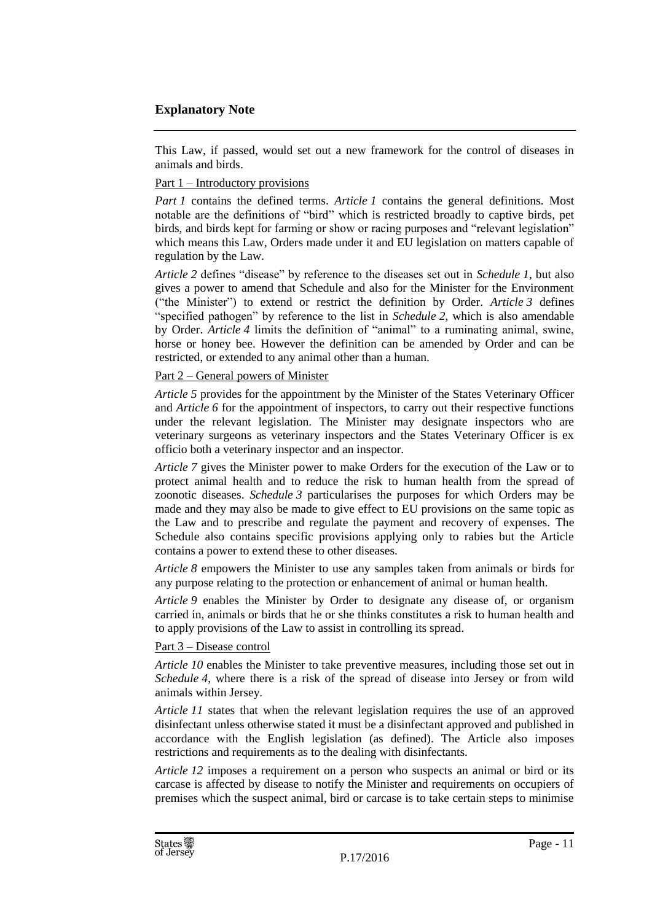## Explanatory Note

This Law, if passed, would set out a new framework for the control of diseases in animals and birds.

Part 1 – Introductory provisions

*Part 1* contains the defined terms. *Article 1* contains the general definitions. Most notable are the definitions of "bird" which is restricted broadly to captive birds, pet birds, and birds kept for farming or show or racing purposes and "relevant legislation" which means this Law, Orders made under it and EU legislation on matters capable of regulation by the Law.

*Article 2* defines "disease" by reference to the diseases set out in *Schedule 1*, but also gives a power to amend that Schedule and also for the Minister for the Environment ("the Minister") to extend or restrict the definition by Order. *Article 3* defines "specified pathogen" by reference to the list in *Schedule 2*, which is also amendable by Order. *Article 4* limits the definition of "animal" to a ruminating animal, swine, horse or honey bee. However the definition can be amended by Order and can be restricted, or extended to any animal other than a human.

Part 2 – General powers of Minister

*Article 5* provides for the appointment by the Minister of the States Veterinary Officer and *Article 6* for the appointment of inspectors, to carry out their respective functions under the relevant legislation. The Minister may designate inspectors who are veterinary surgeons as veterinary inspectors and the States Veterinary Officer is ex officio both a veterinary inspector and an inspector.

*Article 7* gives the Minister power to make Orders for the execution of the Law or to protect animal health and to reduce the risk to human health from the spread of zoonotic diseases. *Schedule 3* particularises the purposes for which Orders may be made and they may also be made to give effect to EU provisions on the same topic as the Law and to prescribe and regulate the payment and recovery of expenses. The Schedule also contains specific provisions applying only to rabies but the Article contains a power to extend these to other diseases.

*Article 8* empowers the Minister to use any samples taken from animals or birds for any purpose relating to the protection or enhancement of animal or human health.

*Article 9* enables the Minister by Order to designate any disease of, or organism carried in, animals or birds that he or she thinks constitutes a risk to human health and to apply provisions of the Law to assist in controlling its spread.

Part 3 – Disease control

*Article 10* enables the Minister to take preventive measures, including those set out in *Schedule 4*, where there is a risk of the spread of disease into Jersey or from wild animals within Jersey.

*Article 11* states that when the relevant legislation requires the use of an approved disinfectant unless otherwise stated it must be a disinfectant approved and published in accordance with the English legislation (as defined). The Article also imposes restrictions and requirements as to the dealing with disinfectants.

*Article 12* imposes a requirement on a person who suspects an animal or bird or its carcase is affected by disease to notify the Minister and requirements on occupiers of premises which the suspect animal, bird or carcase is to take certain steps to minimise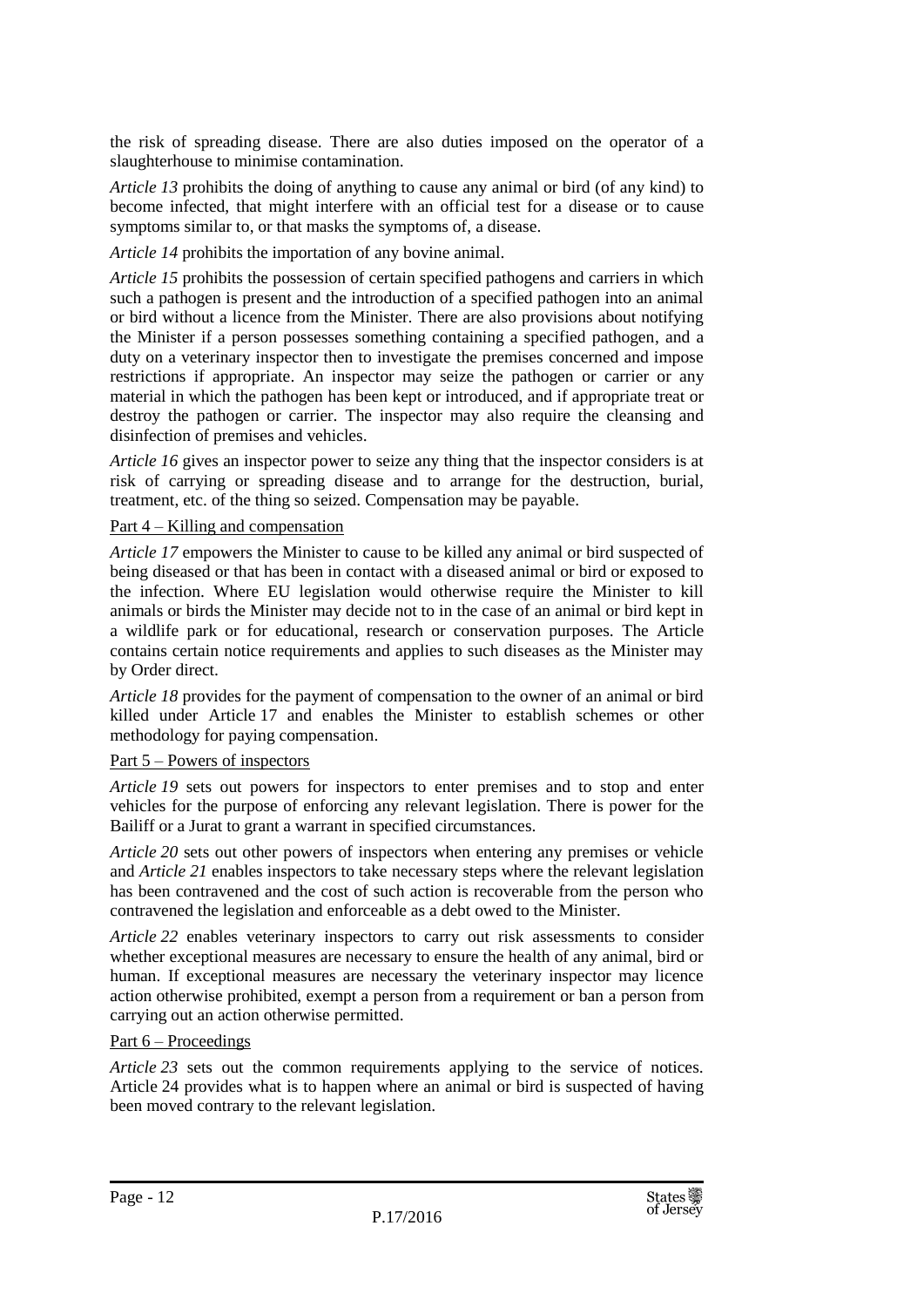the risk of spreading disease. There are also duties imposed on the operator of a slaughterhouse to minimise contamination.

*Article 13* prohibits the doing of anything to cause any animal or bird (of any kind) to become infected, that might interfere with an official test for a disease or to cause symptoms similar to, or that masks the symptoms of, a disease.

*Article 14* prohibits the importation of any bovine animal.

*Article 15* prohibits the possession of certain specified pathogens and carriers in which such a pathogen is present and the introduction of a specified pathogen into an animal or bird without a licence from the Minister. There are also provisions about notifying the Minister if a person possesses something containing a specified pathogen, and a duty on a veterinary inspector then to investigate the premises concerned and impose restrictions if appropriate. An inspector may seize the pathogen or carrier or any material in which the pathogen has been kept or introduced, and if appropriate treat or destroy the pathogen or carrier. The inspector may also require the cleansing and disinfection of premises and vehicles.

*Article 16* gives an inspector power to seize any thing that the inspector considers is at risk of carrying or spreading disease and to arrange for the destruction, burial, treatment, etc. of the thing so seized. Compensation may be payable.

Part 4 – Killing and compensation

*Article 17* empowers the Minister to cause to be killed any animal or bird suspected of being diseased or that has been in contact with a diseased animal or bird or exposed to the infection. Where EU legislation would otherwise require the Minister to kill animals or birds the Minister may decide not to in the case of an animal or bird kept in a wildlife park or for educational, research or conservation purposes. The Article contains certain notice requirements and applies to such diseases as the Minister may by Order direct.

*Article 18* provides for the payment of compensation to the owner of an animal or bird killed under Article 17 and enables the Minister to establish schemes or other methodology for paying compensation.

Part 5 – Powers of inspectors

*Article 19* sets out powers for inspectors to enter premises and to stop and enter vehicles for the purpose of enforcing any relevant legislation. There is power for the Bailiff or a Jurat to grant a warrant in specified circumstances.

*Article 20* sets out other powers of inspectors when entering any premises or vehicle and *Article 21* enables inspectors to take necessary steps where the relevant legislation has been contravened and the cost of such action is recoverable from the person who contravened the legislation and enforceable as a debt owed to the Minister.

*Article 22* enables veterinary inspectors to carry out risk assessments to consider whether exceptional measures are necessary to ensure the health of any animal, bird or human. If exceptional measures are necessary the veterinary inspector may licence action otherwise prohibited, exempt a person from a requirement or ban a person from carrying out an action otherwise permitted.

Part 6 – Proceedings

*Article 23* sets out the common requirements applying to the service of notices. Article 24 provides what is to happen where an animal or bird is suspected of having been moved contrary to the relevant legislation.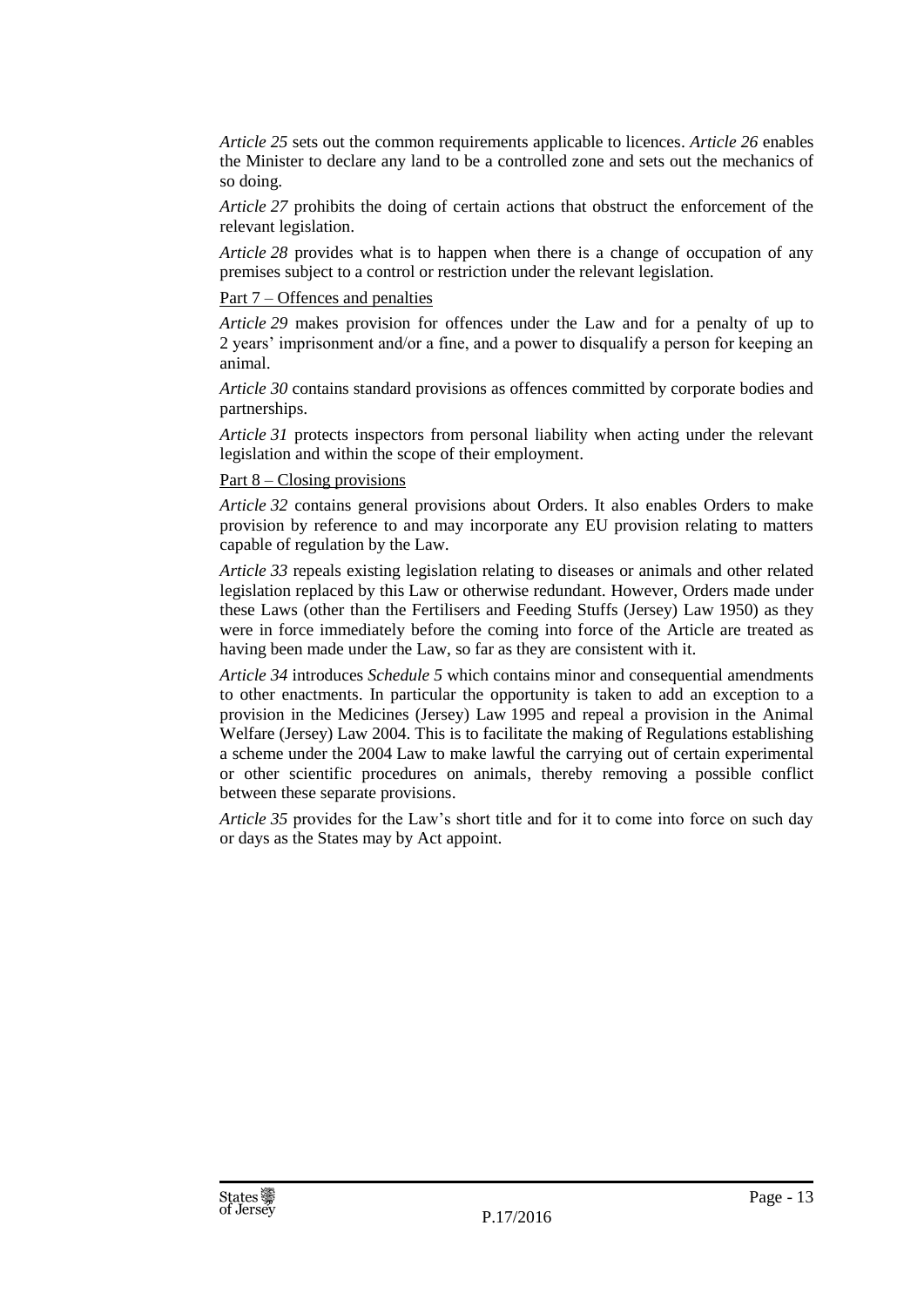*Article 25* sets out the common requirements applicable to licences. *Article 26* enables the Minister to declare any land to be a controlled zone and sets out the mechanics of so doing.

*Article 27* prohibits the doing of certain actions that obstruct the enforcement of the relevant legislation.

*Article 28* provides what is to happen when there is a change of occupation of any premises subject to a control or restriction under the relevant legislation.

<u>Part 7 – Offences and penalties</u>

*Article 29* makes provision for offences under the Law and for a penalty of up to 2 years' imprisonment and/or a fine, and a power to disqualify a person for keeping an animal.

*Article 30* contains standard provisions as offences committed by corporate bodies and partnerships.

*Article 31* protects inspectors from personal liability when acting under the relevant legislation and within the scope of their employment.

<u>Part 8 – Closing provisions</u>

*Article 32* contains general provisions about Orders. It also enables Orders to make provision by reference to and may incorporate any EU provision relating to matters capable of regulation by the Law.

*Article 33* repeals existing legislation relating to diseases or animals and other related legislation replaced by this Law or otherwise redundant. However, Orders made under these Laws (other than the Fertilisers and Feeding Stuffs (Jersey) Law 1950) as they were in force immediately before the coming into force of the Article are treated as having been made under the Law, so far as they are consistent with it.

*Article 34* introduces *Schedule 5* which contains minor and consequential amendments to other enactments. In particular the opportunity is taken to add an exception to a provision in the Medicines (Jersey) Law 1995 and repeal a provision in the Animal Welfare (Jersey) Law 2004. This is to facilitate the making of Regulations establishing a scheme under the 2004 Law to make lawful the carrying out of certain experimental or other scientific procedures on animals, thereby removing a possible conflict between these separate provisions.

*Article 35* provides for the Law's short title and for it to come into force on such day or days as the States may by Act appoint.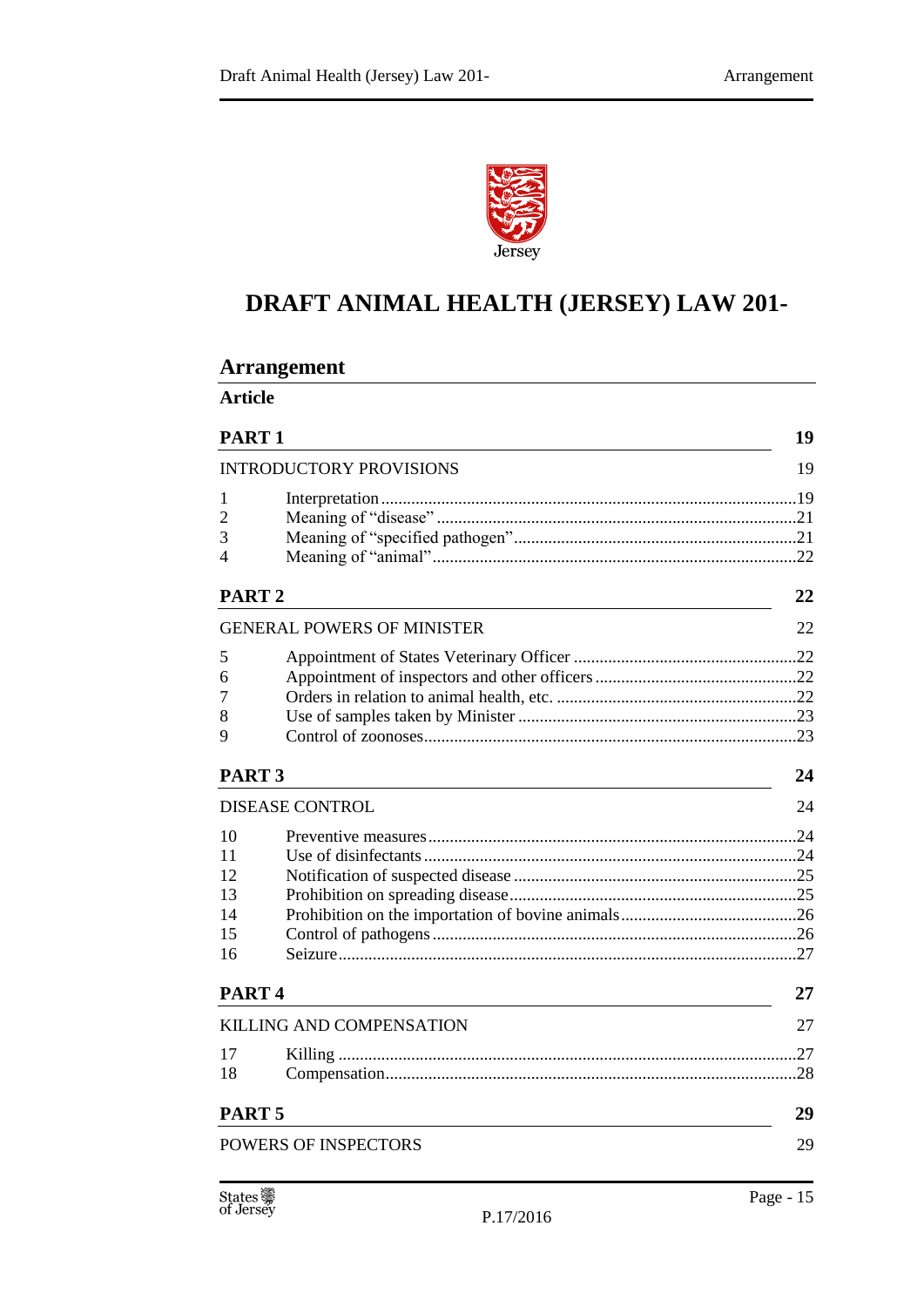# DRAFT ANIMAL HEALTH (JERSEY) LAW 201-

## Arrangement

**Article**

**PART 1** — 19

INTRODUCTORY PROVISIONS — 19

| | | |
|---|---|---|
| 1 | Interpretation | 19 |
| 2 | Meaning of "disease" | 21 |
| 3 | Meaning of "specified pathogen" | 21 |
| 4 | Meaning of "animal" | 22 |

**PART 2** — 22

GENERAL POWERS OF MINISTER — 22

| | | |
|---|---|---|
| 5 | Appointment of States Veterinary Officer | 22 |
| 6 | Appointment of inspectors and other officers | 22 |
| 7 | Orders in relation to animal health, etc. | 22 |
| 8 | Use of samples taken by Minister | 23 |
| 9 | Control of zoonoses | 23 |

**PART 3** — 24

DISEASE CONTROL — 24

| | | |
|---|---|---|
| 10 | Preventive measures | 24 |
| 11 | Use of disinfectants | 24 |
| 12 | Notification of suspected disease | 25 |
| 13 | Prohibition on spreading disease | 25 |
| 14 | Prohibition on the importation of bovine animals | 26 |
| 15 | Control of pathogens | 26 |
| 16 | Seizure | 27 |

**PART 4** — 27

KILLING AND COMPENSATION — 27

| | | |
|---|---|---|
| 17 | Killing | 27 |
| 18 | Compensation | 28 |

**PART 5** — 29

POWERS OF INSPECTORS — 29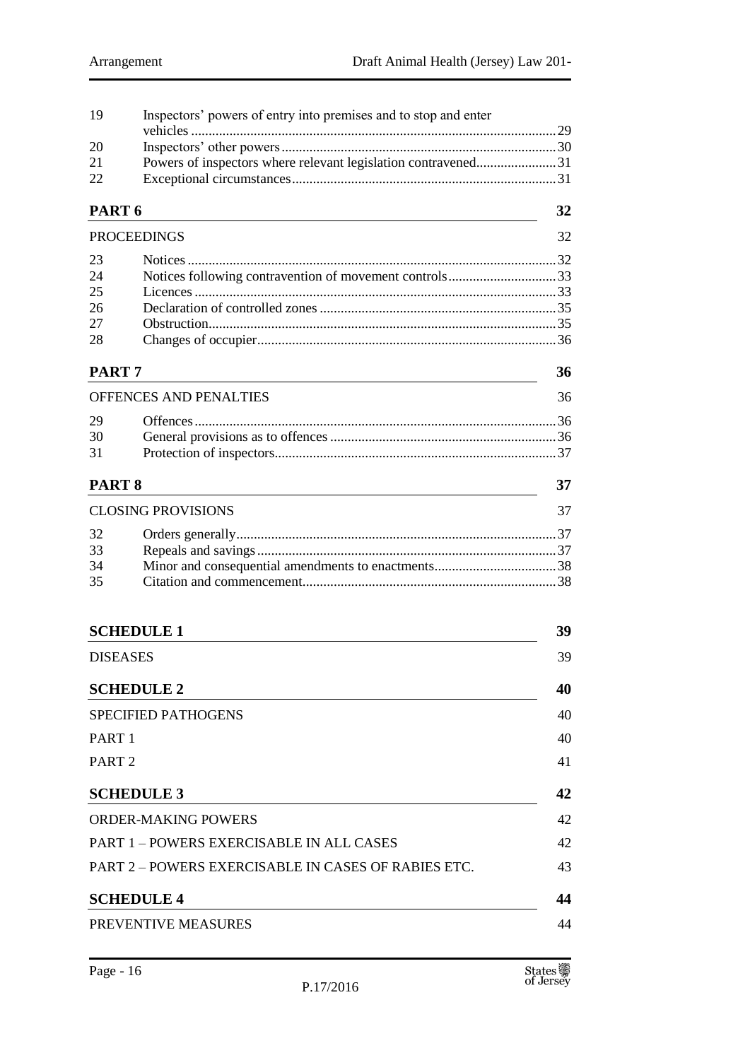| | | |
|---|---|---|
| 19 | Inspectors' powers of entry into premises and to stop and enter vehicles | 29 |
| 20 | Inspectors' other powers | 30 |
| 21 | Powers of inspectors where relevant legislation contravened | 31 |
| 22 | Exceptional circumstances | 31 |

**PART 6** — 32

PROCEEDINGS — 32

| | | |
|---|---|---|
| 23 | Notices | 32 |
| 24 | Notices following contravention of movement controls | 33 |
| 25 | Licences | 33 |
| 26 | Declaration of controlled zones | 35 |
| 27 | Obstruction | 35 |
| 28 | Changes of occupier | 36 |

**PART 7** — 36

OFFENCES AND PENALTIES — 36

| | | |
|---|---|---|
| 29 | Offences | 36 |
| 30 | General provisions as to offences | 36 |
| 31 | Protection of inspectors | 37 |

**PART 8** — 37

CLOSING PROVISIONS — 37

| | | |
|---|---|---|
| 32 | Orders generally | 37 |
| 33 | Repeals and savings | 37 |
| 34 | Minor and consequential amendments to enactments | 38 |
| 35 | Citation and commencement | 38 |

**SCHEDULE 1** — 39

DISEASES — 39

**SCHEDULE 2** — 40

SPECIFIED PATHOGENS — 40

PART 1 — 40

PART 2 — 41

**SCHEDULE 3** — 42

ORDER-MAKING POWERS — 42

PART 1 – POWERS EXERCISABLE IN ALL CASES — 42

PART 2 – POWERS EXERCISABLE IN CASES OF RABIES ETC. — 43

**SCHEDULE 4** — 44

PREVENTIVE MEASURES — 44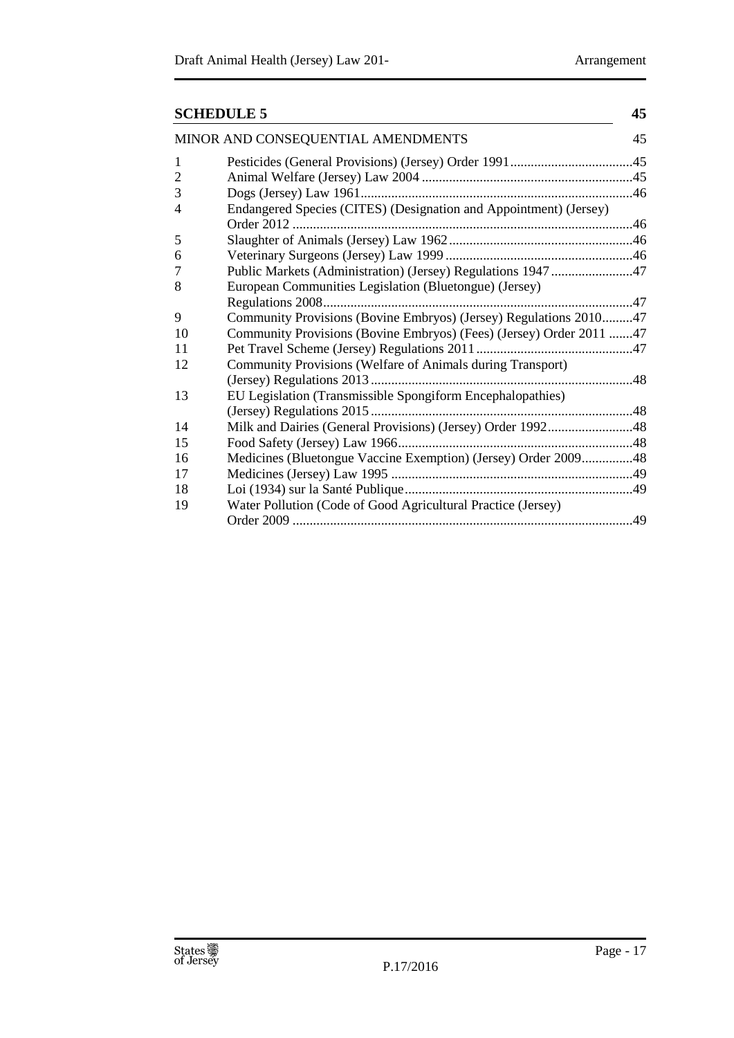**SCHEDULE 5** 45

MINOR AND CONSEQUENTIAL AMENDMENTS 45

| | | |
|---|---|---|
| 1 | Pesticides (General Provisions) (Jersey) Order 1991 | 45 |
| 2 | Animal Welfare (Jersey) Law 2004 | 45 |
| 3 | Dogs (Jersey) Law 1961 | 46 |
| 4 | Endangered Species (CITES) (Designation and Appointment) (Jersey) Order 2012 | 46 |
| 5 | Slaughter of Animals (Jersey) Law 1962 | 46 |
| 6 | Veterinary Surgeons (Jersey) Law 1999 | 46 |
| 7 | Public Markets (Administration) (Jersey) Regulations 1947 | 47 |
| 8 | European Communities Legislation (Bluetongue) (Jersey) Regulations 2008 | 47 |
| 9 | Community Provisions (Bovine Embryos) (Jersey) Regulations 2010 | 47 |
| 10 | Community Provisions (Bovine Embryos) (Fees) (Jersey) Order 2011 | 47 |
| 11 | Pet Travel Scheme (Jersey) Regulations 2011 | 47 |
| 12 | Community Provisions (Welfare of Animals during Transport) (Jersey) Regulations 2013 | 48 |
| 13 | EU Legislation (Transmissible Spongiform Encephalopathies) (Jersey) Regulations 2015 | 48 |
| 14 | Milk and Dairies (General Provisions) (Jersey) Order 1992 | 48 |
| 15 | Food Safety (Jersey) Law 1966 | 48 |
| 16 | Medicines (Bluetongue Vaccine Exemption) (Jersey) Order 2009 | 48 |
| 17 | Medicines (Jersey) Law 1995 | 49 |
| 18 | Loi (1934) sur la Santé Publique | 49 |
| 19 | Water Pollution (Code of Good Agricultural Practice (Jersey) Order 2009 | 49 |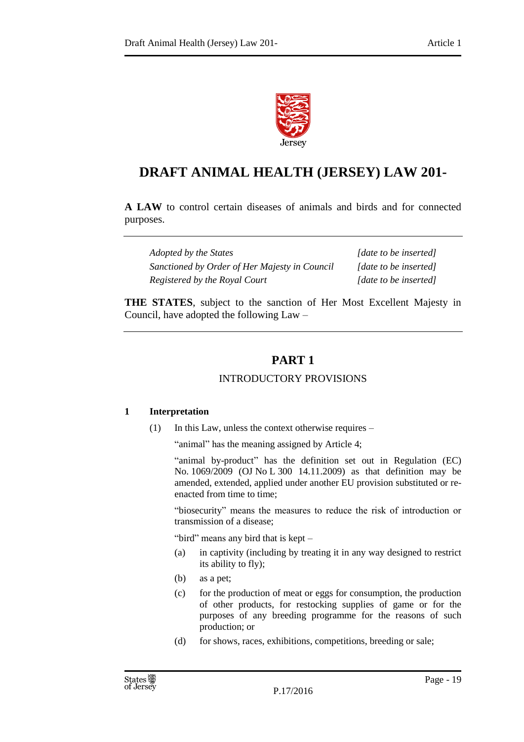# DRAFT ANIMAL HEALTH (JERSEY) LAW 201-

**A LAW** to control certain diseases of animals and birds and for connected purposes.

| | |
|---|---|
| *Adopted by the States* | *[date to be inserted]* |
| *Sanctioned by Order of Her Majesty in Council* | *[date to be inserted]* |
| *Registered by the Royal Court* | *[date to be inserted]* |

**THE STATES**, subject to the sanction of Her Most Excellent Majesty in Council, have adopted the following Law –

## PART 1

### INTRODUCTORY PROVISIONS

**1 Interpretation**

(1) In this Law, unless the context otherwise requires –

"animal" has the meaning assigned by Article 4;

"animal by-product" has the definition set out in Regulation (EC) No. 1069/2009 (OJ No L 300 14.11.2009) as that definition may be amended, extended, applied under another EU provision substituted or re-enacted from time to time;

"biosecurity" means the measures to reduce the risk of introduction or transmission of a disease;

"bird" means any bird that is kept –

(a) in captivity (including by treating it in any way designed to restrict its ability to fly);

(b) as a pet;

(c) for the production of meat or eggs for consumption, the production of other products, for restocking supplies of game or for the purposes of any breeding programme for the reasons of such production; or

(d) for shows, races, exhibitions, competitions, breeding or sale;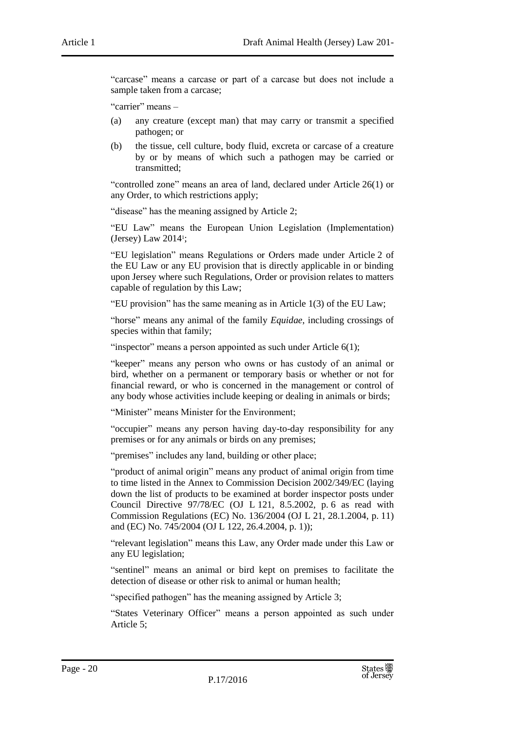"carcase" means a carcase or part of a carcase but does not include a sample taken from a carcase;

"carrier" means –

(a) any creature (except man) that may carry or transmit a specified pathogen; or

(b) the tissue, cell culture, body fluid, excreta or carcase of a creature by or by means of which such a pathogen may be carried or transmitted;

"controlled zone" means an area of land, declared under Article 26(1) or any Order, to which restrictions apply;

"disease" has the meaning assigned by Article 2;

"EU Law" means the European Union Legislation (Implementation) (Jersey) Law 2014[1];

"EU legislation" means Regulations or Orders made under Article 2 of the EU Law or any EU provision that is directly applicable in or binding upon Jersey where such Regulations, Order or provision relates to matters capable of regulation by this Law;

"EU provision" has the same meaning as in Article 1(3) of the EU Law;

"horse" means any animal of the family *Equidae*, including crossings of species within that family;

"inspector" means a person appointed as such under Article 6(1);

"keeper" means any person who owns or has custody of an animal or bird, whether on a permanent or temporary basis or whether or not for financial reward, or who is concerned in the management or control of any body whose activities include keeping or dealing in animals or birds;

"Minister" means Minister for the Environment;

"occupier" means any person having day-to-day responsibility for any premises or for any animals or birds on any premises;

"premises" includes any land, building or other place;

"product of animal origin" means any product of animal origin from time to time listed in the Annex to Commission Decision 2002/349/EC (laying down the list of products to be examined at border inspector posts under Council Directive 97/78/EC (OJ L 121, 8.5.2002, p. 6 as read with Commission Regulations (EC) No. 136/2004 (OJ L 21, 28.1.2004, p. 11) and (EC) No. 745/2004 (OJ L 122, 26.4.2004, p. 1));

"relevant legislation" means this Law, any Order made under this Law or any EU legislation;

"sentinel" means an animal or bird kept on premises to facilitate the detection of disease or other risk to animal or human health;

"specified pathogen" has the meaning assigned by Article 3;

"States Veterinary Officer" means a person appointed as such under Article 5;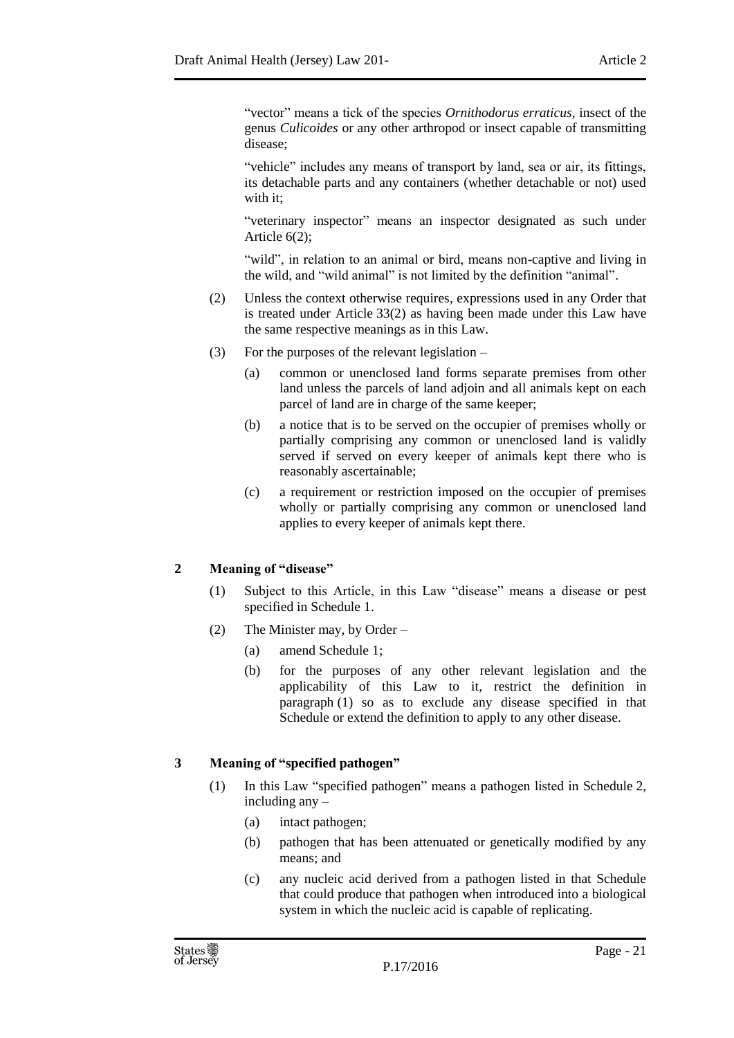"vector" means a tick of the species *Ornithodorus erraticus*, insect of the genus *Culicoides* or any other arthropod or insect capable of transmitting disease;

"vehicle" includes any means of transport by land, sea or air, its fittings, its detachable parts and any containers (whether detachable or not) used with it;

"veterinary inspector" means an inspector designated as such under Article 6(2);

"wild", in relation to an animal or bird, means non-captive and living in the wild, and "wild animal" is not limited by the definition "animal".

(2) Unless the context otherwise requires, expressions used in any Order that is treated under Article 33(2) as having been made under this Law have the same respective meanings as in this Law.

(3) For the purposes of the relevant legislation –

(a) common or unenclosed land forms separate premises from other land unless the parcels of land adjoin and all animals kept on each parcel of land are in charge of the same keeper;

(b) a notice that is to be served on the occupier of premises wholly or partially comprising any common or unenclosed land is validly served if served on every keeper of animals kept there who is reasonably ascertainable;

(c) a requirement or restriction imposed on the occupier of premises wholly or partially comprising any common or unenclosed land applies to every keeper of animals kept there.

## 2 Meaning of "disease"

(1) Subject to this Article, in this Law "disease" means a disease or pest specified in Schedule 1.

(2) The Minister may, by Order –

(a) amend Schedule 1;

(b) for the purposes of any other relevant legislation and the applicability of this Law to it, restrict the definition in paragraph (1) so as to exclude any disease specified in that Schedule or extend the definition to apply to any other disease.

## 3 Meaning of "specified pathogen"

(1) In this Law "specified pathogen" means a pathogen listed in Schedule 2, including any –

(a) intact pathogen;

(b) pathogen that has been attenuated or genetically modified by any means; and

(c) any nucleic acid derived from a pathogen listed in that Schedule that could produce that pathogen when introduced into a biological system in which the nucleic acid is capable of replicating.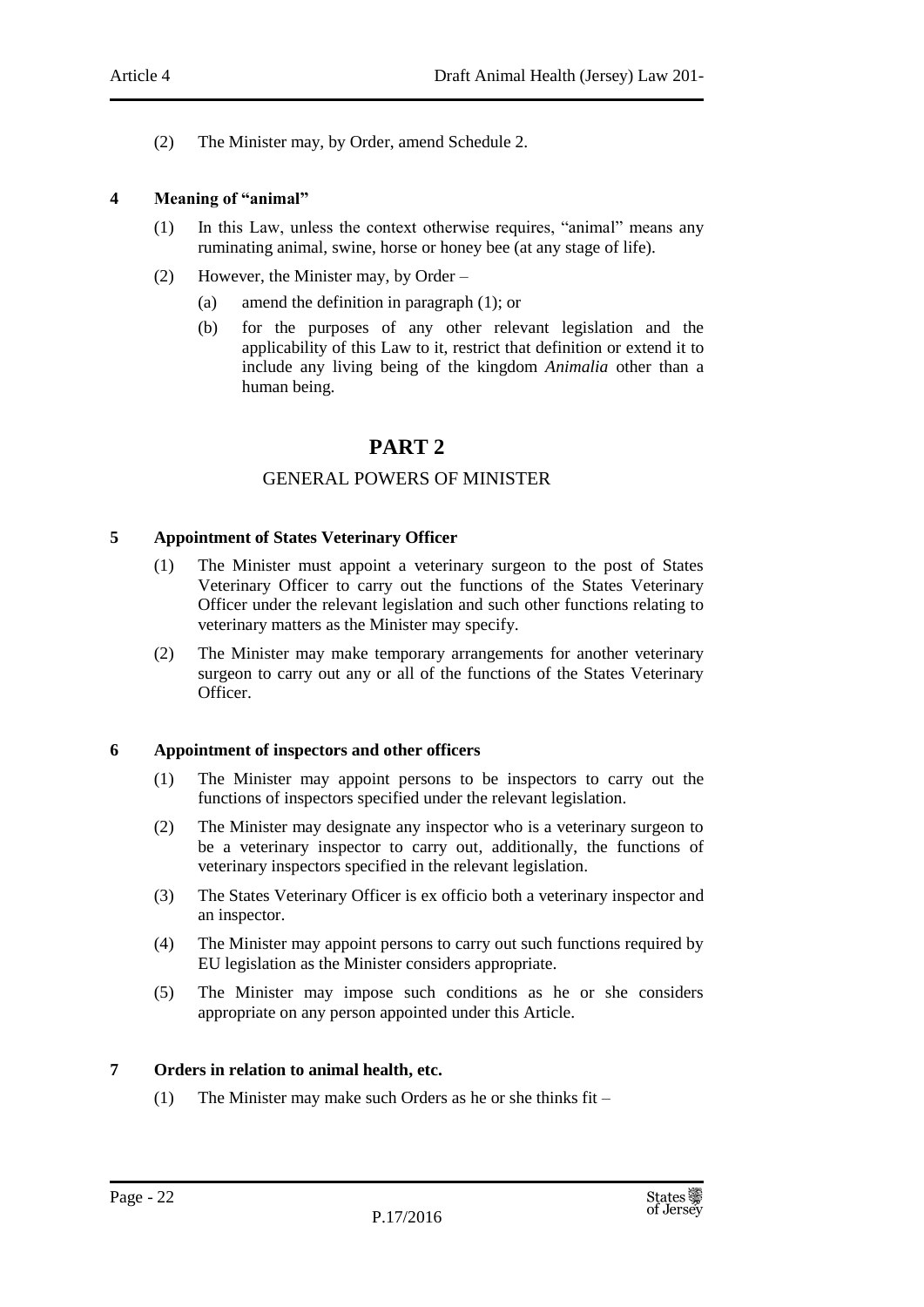(2) The Minister may, by Order, amend Schedule 2.

**4 Meaning of "animal"**

(1) In this Law, unless the context otherwise requires, "animal" means any ruminating animal, swine, horse or honey bee (at any stage of life).

(2) However, the Minister may, by Order –

(a) amend the definition in paragraph (1); or

(b) for the purposes of any other relevant legislation and the applicability of this Law to it, restrict that definition or extend it to include any living being of the kingdom *Animalia* other than a human being.

# PART 2

## GENERAL POWERS OF MINISTER

**5 Appointment of States Veterinary Officer**

(1) The Minister must appoint a veterinary surgeon to the post of States Veterinary Officer to carry out the functions of the States Veterinary Officer under the relevant legislation and such other functions relating to veterinary matters as the Minister may specify.

(2) The Minister may make temporary arrangements for another veterinary surgeon to carry out any or all of the functions of the States Veterinary Officer.

**6 Appointment of inspectors and other officers**

(1) The Minister may appoint persons to be inspectors to carry out the functions of inspectors specified under the relevant legislation.

(2) The Minister may designate any inspector who is a veterinary surgeon to be a veterinary inspector to carry out, additionally, the functions of veterinary inspectors specified in the relevant legislation.

(3) The States Veterinary Officer is ex officio both a veterinary inspector and an inspector.

(4) The Minister may appoint persons to carry out such functions required by EU legislation as the Minister considers appropriate.

(5) The Minister may impose such conditions as he or she considers appropriate on any person appointed under this Article.

**7 Orders in relation to animal health, etc.**

(1) The Minister may make such Orders as he or she thinks fit –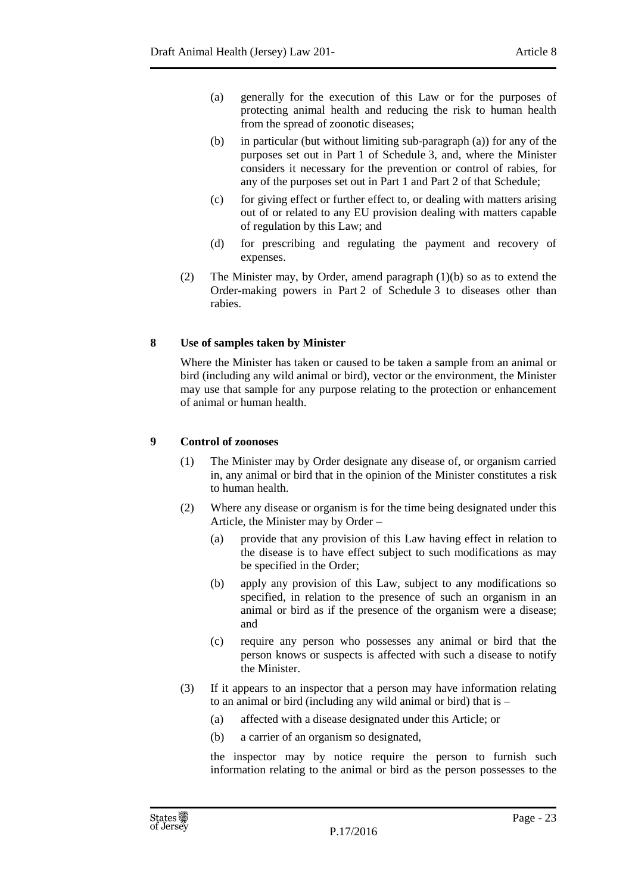(a) generally for the execution of this Law or for the purposes of protecting animal health and reducing the risk to human health from the spread of zoonotic diseases;

(b) in particular (but without limiting sub-paragraph (a)) for any of the purposes set out in Part 1 of Schedule 3, and, where the Minister considers it necessary for the prevention or control of rabies, for any of the purposes set out in Part 1 and Part 2 of that Schedule;

(c) for giving effect or further effect to, or dealing with matters arising out of or related to any EU provision dealing with matters capable of regulation by this Law; and

(d) for prescribing and regulating the payment and recovery of expenses.

(2) The Minister may, by Order, amend paragraph (1)(b) so as to extend the Order-making powers in Part 2 of Schedule 3 to diseases other than rabies.

### 8 Use of samples taken by Minister

Where the Minister has taken or caused to be taken a sample from an animal or bird (including any wild animal or bird), vector or the environment, the Minister may use that sample for any purpose relating to the protection or enhancement of animal or human health.

### 9 Control of zoonoses

(1) The Minister may by Order designate any disease of, or organism carried in, any animal or bird that in the opinion of the Minister constitutes a risk to human health.

(2) Where any disease or organism is for the time being designated under this Article, the Minister may by Order –

(a) provide that any provision of this Law having effect in relation to the disease is to have effect subject to such modifications as may be specified in the Order;

(b) apply any provision of this Law, subject to any modifications so specified, in relation to the presence of such an organism in an animal or bird as if the presence of the organism were a disease; and

(c) require any person who possesses any animal or bird that the person knows or suspects is affected with such a disease to notify the Minister.

(3) If it appears to an inspector that a person may have information relating to an animal or bird (including any wild animal or bird) that is –

(a) affected with a disease designated under this Article; or

(b) a carrier of an organism so designated,

the inspector may by notice require the person to furnish such information relating to the animal or bird as the person possesses to the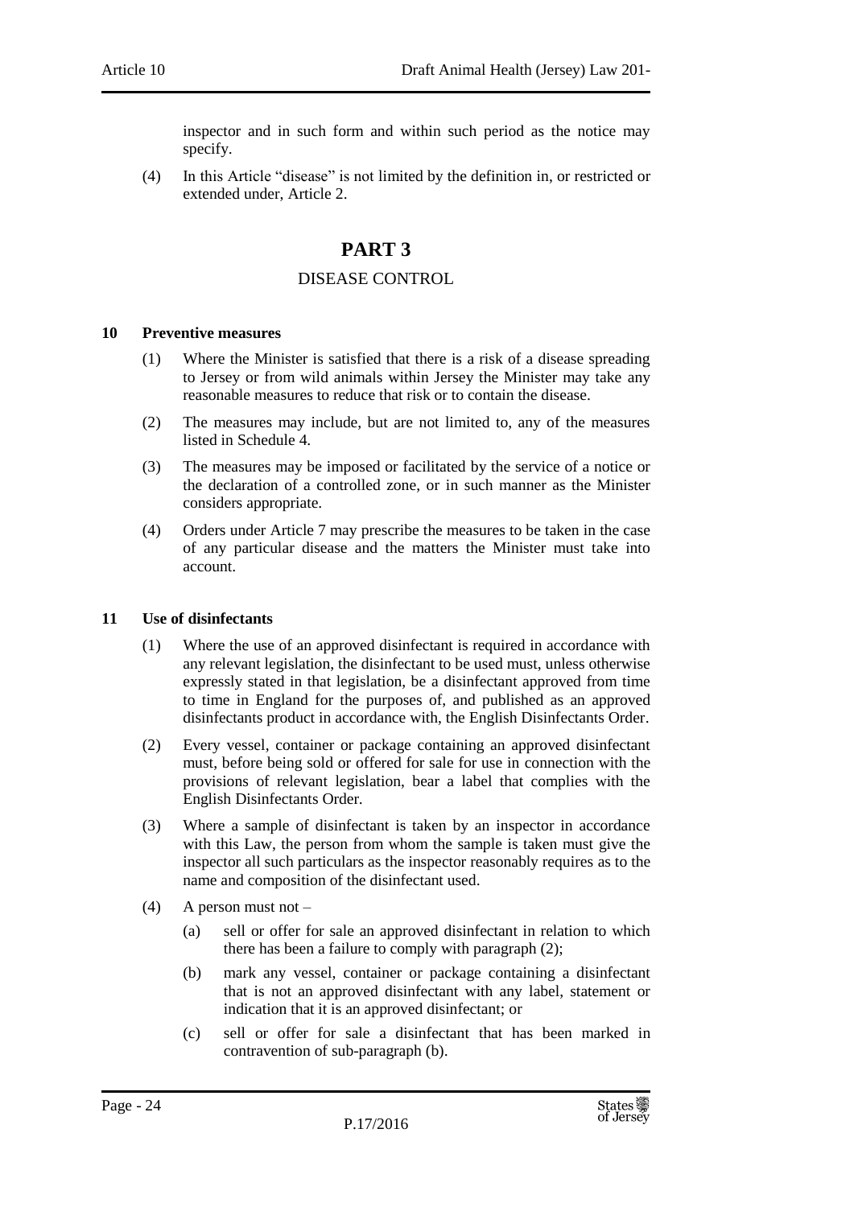inspector and in such form and within such period as the notice may specify.

(4) In this Article "disease" is not limited by the definition in, or restricted or extended under, Article 2.

# PART 3

## DISEASE CONTROL

### 10 Preventive measures

(1) Where the Minister is satisfied that there is a risk of a disease spreading to Jersey or from wild animals within Jersey the Minister may take any reasonable measures to reduce that risk or to contain the disease.

(2) The measures may include, but are not limited to, any of the measures listed in Schedule 4.

(3) The measures may be imposed or facilitated by the service of a notice or the declaration of a controlled zone, or in such manner as the Minister considers appropriate.

(4) Orders under Article 7 may prescribe the measures to be taken in the case of any particular disease and the matters the Minister must take into account.

### 11 Use of disinfectants

(1) Where the use of an approved disinfectant is required in accordance with any relevant legislation, the disinfectant to be used must, unless otherwise expressly stated in that legislation, be a disinfectant approved from time to time in England for the purposes of, and published as an approved disinfectants product in accordance with, the English Disinfectants Order.

(2) Every vessel, container or package containing an approved disinfectant must, before being sold or offered for sale for use in connection with the provisions of relevant legislation, bear a label that complies with the English Disinfectants Order.

(3) Where a sample of disinfectant is taken by an inspector in accordance with this Law, the person from whom the sample is taken must give the inspector all such particulars as the inspector reasonably requires as to the name and composition of the disinfectant used.

(4) A person must not –

- (a) sell or offer for sale an approved disinfectant in relation to which there has been a failure to comply with paragraph (2);
- (b) mark any vessel, container or package containing a disinfectant that is not an approved disinfectant with any label, statement or indication that it is an approved disinfectant; or
- (c) sell or offer for sale a disinfectant that has been marked in contravention of sub-paragraph (b).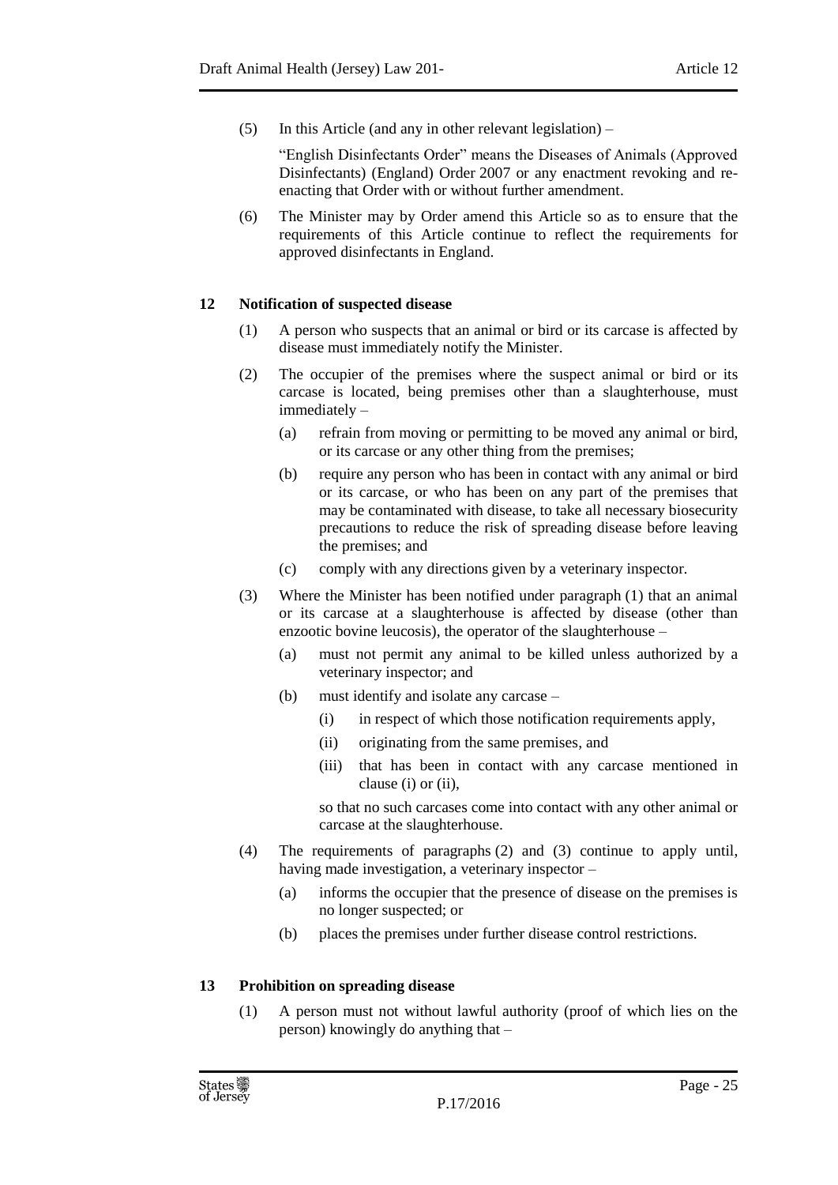(5) In this Article (and any in other relevant legislation) –

"English Disinfectants Order" means the Diseases of Animals (Approved Disinfectants) (England) Order 2007 or any enactment revoking and re-enacting that Order with or without further amendment.

(6) The Minister may by Order amend this Article so as to ensure that the requirements of this Article continue to reflect the requirements for approved disinfectants in England.

### 12 Notification of suspected disease

(1) A person who suspects that an animal or bird or its carcase is affected by disease must immediately notify the Minister.

(2) The occupier of the premises where the suspect animal or bird or its carcase is located, being premises other than a slaughterhouse, must immediately –

- (a) refrain from moving or permitting to be moved any animal or bird, or its carcase or any other thing from the premises;
- (b) require any person who has been in contact with any animal or bird or its carcase, or who has been on any part of the premises that may be contaminated with disease, to take all necessary biosecurity precautions to reduce the risk of spreading disease before leaving the premises; and
- (c) comply with any directions given by a veterinary inspector.

(3) Where the Minister has been notified under paragraph (1) that an animal or its carcase at a slaughterhouse is affected by disease (other than enzootic bovine leucosis), the operator of the slaughterhouse –

- (a) must not permit any animal to be killed unless authorized by a veterinary inspector; and
- (b) must identify and isolate any carcase –
  - (i) in respect of which those notification requirements apply,
  - (ii) originating from the same premises, and
  - (iii) that has been in contact with any carcase mentioned in clause (i) or (ii),

  so that no such carcases come into contact with any other animal or carcase at the slaughterhouse.

(4) The requirements of paragraphs (2) and (3) continue to apply until, having made investigation, a veterinary inspector –

- (a) informs the occupier that the presence of disease on the premises is no longer suspected; or
- (b) places the premises under further disease control restrictions.

### 13 Prohibition on spreading disease

(1) A person must not without lawful authority (proof of which lies on the person) knowingly do anything that –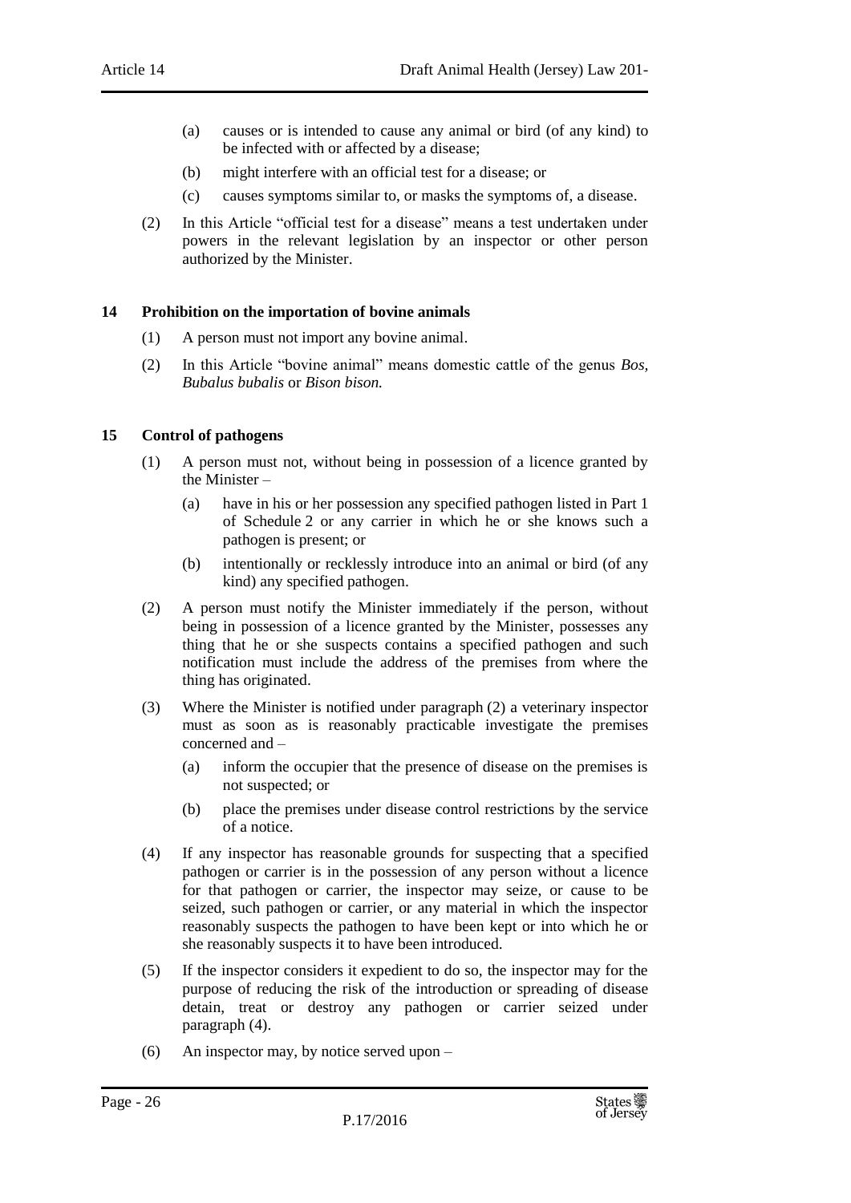(a) causes or is intended to cause any animal or bird (of any kind) to be infected with or affected by a disease;

(b) might interfere with an official test for a disease; or

(c) causes symptoms similar to, or masks the symptoms of, a disease.

(2) In this Article "official test for a disease" means a test undertaken under powers in the relevant legislation by an inspector or other person authorized by the Minister.

### 14 Prohibition on the importation of bovine animals

(1) A person must not import any bovine animal.

(2) In this Article "bovine animal" means domestic cattle of the genus *Bos, Bubalus bubalis* or *Bison bison.*

### 15 Control of pathogens

(1) A person must not, without being in possession of a licence granted by the Minister –

(a) have in his or her possession any specified pathogen listed in Part 1 of Schedule 2 or any carrier in which he or she knows such a pathogen is present; or

(b) intentionally or recklessly introduce into an animal or bird (of any kind) any specified pathogen.

(2) A person must notify the Minister immediately if the person, without being in possession of a licence granted by the Minister, possesses any thing that he or she suspects contains a specified pathogen and such notification must include the address of the premises from where the thing has originated.

(3) Where the Minister is notified under paragraph (2) a veterinary inspector must as soon as is reasonably practicable investigate the premises concerned and –

(a) inform the occupier that the presence of disease on the premises is not suspected; or

(b) place the premises under disease control restrictions by the service of a notice.

(4) If any inspector has reasonable grounds for suspecting that a specified pathogen or carrier is in the possession of any person without a licence for that pathogen or carrier, the inspector may seize, or cause to be seized, such pathogen or carrier, or any material in which the inspector reasonably suspects the pathogen to have been kept or into which he or she reasonably suspects it to have been introduced.

(5) If the inspector considers it expedient to do so, the inspector may for the purpose of reducing the risk of the introduction or spreading of disease detain, treat or destroy any pathogen or carrier seized under paragraph (4).

(6) An inspector may, by notice served upon –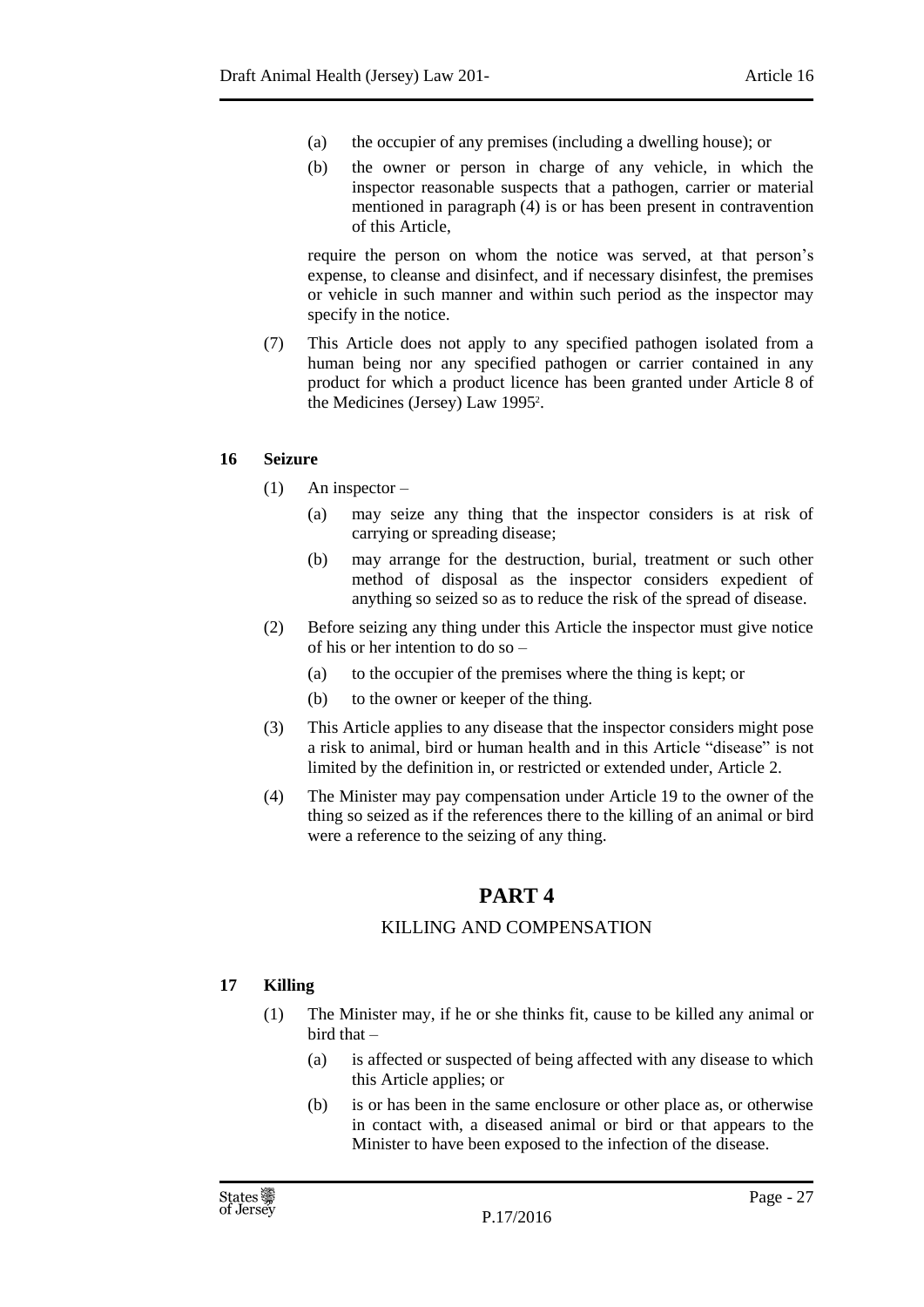(a) the occupier of any premises (including a dwelling house); or

(b) the owner or person in charge of any vehicle, in which the inspector reasonable suspects that a pathogen, carrier or material mentioned in paragraph (4) is or has been present in contravention of this Article,

require the person on whom the notice was served, at that person's expense, to cleanse and disinfect, and if necessary disinfest, the premises or vehicle in such manner and within such period as the inspector may specify in the notice.

(7) This Article does not apply to any specified pathogen isolated from a human being nor any specified pathogen or carrier contained in any product for which a product licence has been granted under Article 8 of the Medicines (Jersey) Law 1995[2].

**16 Seizure**

(1) An inspector –

(a) may seize any thing that the inspector considers is at risk of carrying or spreading disease;

(b) may arrange for the destruction, burial, treatment or such other method of disposal as the inspector considers expedient of anything so seized so as to reduce the risk of the spread of disease.

(2) Before seizing any thing under this Article the inspector must give notice of his or her intention to do so –

(a) to the occupier of the premises where the thing is kept; or

(b) to the owner or keeper of the thing.

(3) This Article applies to any disease that the inspector considers might pose a risk to animal, bird or human health and in this Article "disease" is not limited by the definition in, or restricted or extended under, Article 2.

(4) The Minister may pay compensation under Article 19 to the owner of the thing so seized as if the references there to the killing of an animal or bird were a reference to the seizing of any thing.

# PART 4

## KILLING AND COMPENSATION

**17 Killing**

(1) The Minister may, if he or she thinks fit, cause to be killed any animal or bird that –

(a) is affected or suspected of being affected with any disease to which this Article applies; or

(b) is or has been in the same enclosure or other place as, or otherwise in contact with, a diseased animal or bird or that appears to the Minister to have been exposed to the infection of the disease.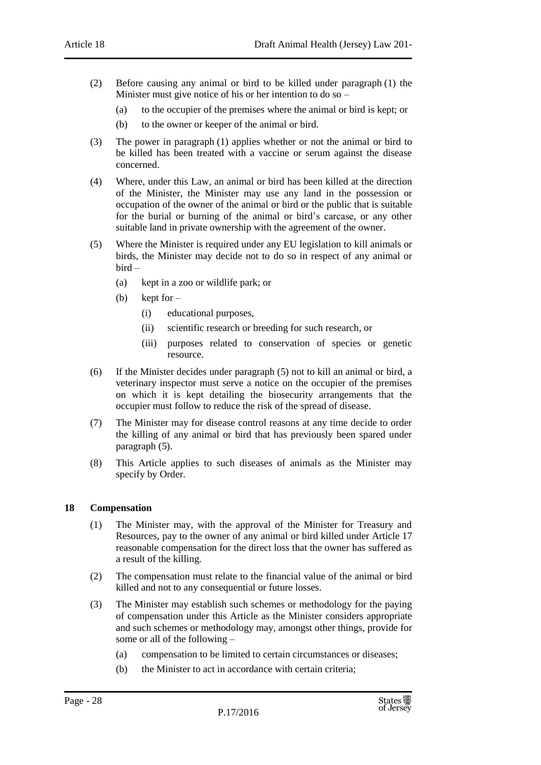(2) Before causing any animal or bird to be killed under paragraph (1) the Minister must give notice of his or her intention to do so –

(a) to the occupier of the premises where the animal or bird is kept; or

(b) to the owner or keeper of the animal or bird.

(3) The power in paragraph (1) applies whether or not the animal or bird to be killed has been treated with a vaccine or serum against the disease concerned.

(4) Where, under this Law, an animal or bird has been killed at the direction of the Minister, the Minister may use any land in the possession or occupation of the owner of the animal or bird or the public that is suitable for the burial or burning of the animal or bird's carcase, or any other suitable land in private ownership with the agreement of the owner.

(5) Where the Minister is required under any EU legislation to kill animals or birds, the Minister may decide not to do so in respect of any animal or bird –

(a) kept in a zoo or wildlife park; or

(b) kept for –

(i) educational purposes,

(ii) scientific research or breeding for such research, or

(iii) purposes related to conservation of species or genetic resource.

(6) If the Minister decides under paragraph (5) not to kill an animal or bird, a veterinary inspector must serve a notice on the occupier of the premises on which it is kept detailing the biosecurity arrangements that the occupier must follow to reduce the risk of the spread of disease.

(7) The Minister may for disease control reasons at any time decide to order the killing of any animal or bird that has previously been spared under paragraph (5).

(8) This Article applies to such diseases of animals as the Minister may specify by Order.

**18 Compensation**

(1) The Minister may, with the approval of the Minister for Treasury and Resources, pay to the owner of any animal or bird killed under Article 17 reasonable compensation for the direct loss that the owner has suffered as a result of the killing.

(2) The compensation must relate to the financial value of the animal or bird killed and not to any consequential or future losses.

(3) The Minister may establish such schemes or methodology for the paying of compensation under this Article as the Minister considers appropriate and such schemes or methodology may, amongst other things, provide for some or all of the following –

(a) compensation to be limited to certain circumstances or diseases;

(b) the Minister to act in accordance with certain criteria;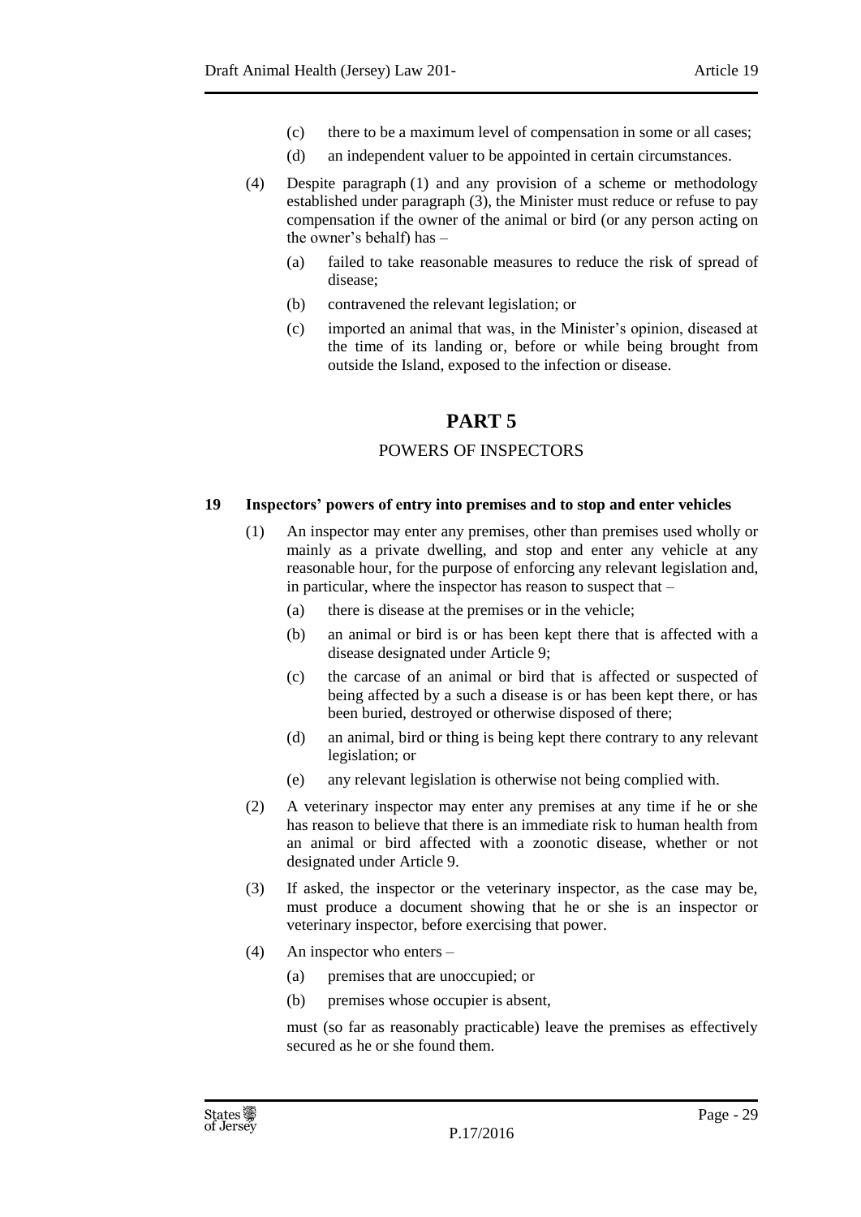(c) there to be a maximum level of compensation in some or all cases;

(d) an independent valuer to be appointed in certain circumstances.

(4) Despite paragraph (1) and any provision of a scheme or methodology established under paragraph (3), the Minister must reduce or refuse to pay compensation if the owner of the animal or bird (or any person acting on the owner's behalf) has –

(a) failed to take reasonable measures to reduce the risk of spread of disease;

(b) contravened the relevant legislation; or

(c) imported an animal that was, in the Minister's opinion, diseased at the time of its landing or, before or while being brought from outside the Island, exposed to the infection or disease.

# PART 5

## POWERS OF INSPECTORS

### 19 Inspectors' powers of entry into premises and to stop and enter vehicles

(1) An inspector may enter any premises, other than premises used wholly or mainly as a private dwelling, and stop and enter any vehicle at any reasonable hour, for the purpose of enforcing any relevant legislation and, in particular, where the inspector has reason to suspect that –

(a) there is disease at the premises or in the vehicle;

(b) an animal or bird is or has been kept there that is affected with a disease designated under Article 9;

(c) the carcase of an animal or bird that is affected or suspected of being affected by a such a disease is or has been kept there, or has been buried, destroyed or otherwise disposed of there;

(d) an animal, bird or thing is being kept there contrary to any relevant legislation; or

(e) any relevant legislation is otherwise not being complied with.

(2) A veterinary inspector may enter any premises at any time if he or she has reason to believe that there is an immediate risk to human health from an animal or bird affected with a zoonotic disease, whether or not designated under Article 9.

(3) If asked, the inspector or the veterinary inspector, as the case may be, must produce a document showing that he or she is an inspector or veterinary inspector, before exercising that power.

(4) An inspector who enters –

(a) premises that are unoccupied; or

(b) premises whose occupier is absent,

must (so far as reasonably practicable) leave the premises as effectively secured as he or she found them.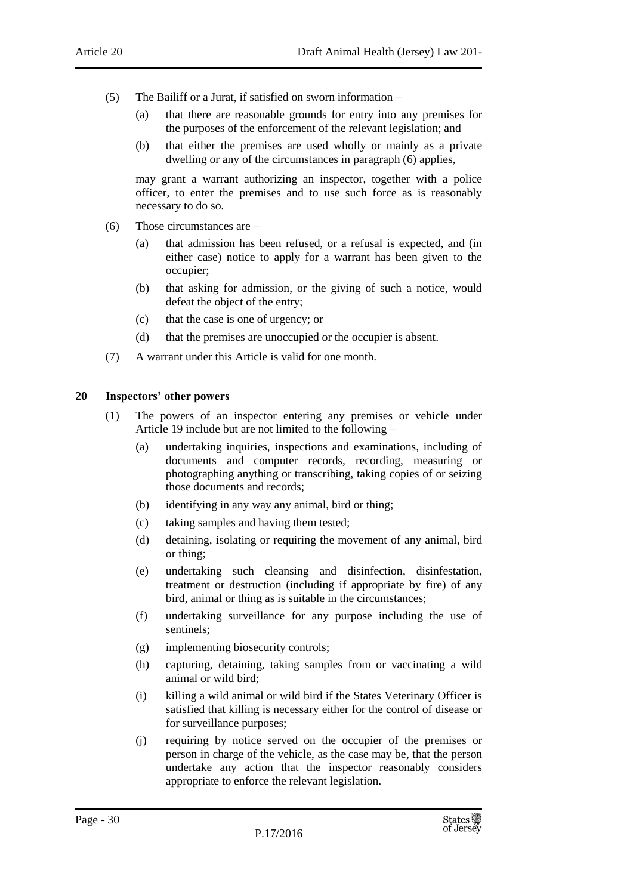(5) The Bailiff or a Jurat, if satisfied on sworn information –

(a) that there are reasonable grounds for entry into any premises for the purposes of the enforcement of the relevant legislation; and

(b) that either the premises are used wholly or mainly as a private dwelling or any of the circumstances in paragraph (6) applies,

may grant a warrant authorizing an inspector, together with a police officer, to enter the premises and to use such force as is reasonably necessary to do so.

(6) Those circumstances are –

(a) that admission has been refused, or a refusal is expected, and (in either case) notice to apply for a warrant has been given to the occupier;

(b) that asking for admission, or the giving of such a notice, would defeat the object of the entry;

(c) that the case is one of urgency; or

(d) that the premises are unoccupied or the occupier is absent.

(7) A warrant under this Article is valid for one month.

**20 Inspectors' other powers**

(1) The powers of an inspector entering any premises or vehicle under Article 19 include but are not limited to the following –

(a) undertaking inquiries, inspections and examinations, including of documents and computer records, recording, measuring or photographing anything or transcribing, taking copies of or seizing those documents and records;

(b) identifying in any way any animal, bird or thing;

(c) taking samples and having them tested;

(d) detaining, isolating or requiring the movement of any animal, bird or thing;

(e) undertaking such cleansing and disinfection, disinfestation, treatment or destruction (including if appropriate by fire) of any bird, animal or thing as is suitable in the circumstances;

(f) undertaking surveillance for any purpose including the use of sentinels;

(g) implementing biosecurity controls;

(h) capturing, detaining, taking samples from or vaccinating a wild animal or wild bird;

(i) killing a wild animal or wild bird if the States Veterinary Officer is satisfied that killing is necessary either for the control of disease or for surveillance purposes;

(j) requiring by notice served on the occupier of the premises or person in charge of the vehicle, as the case may be, that the person undertake any action that the inspector reasonably considers appropriate to enforce the relevant legislation.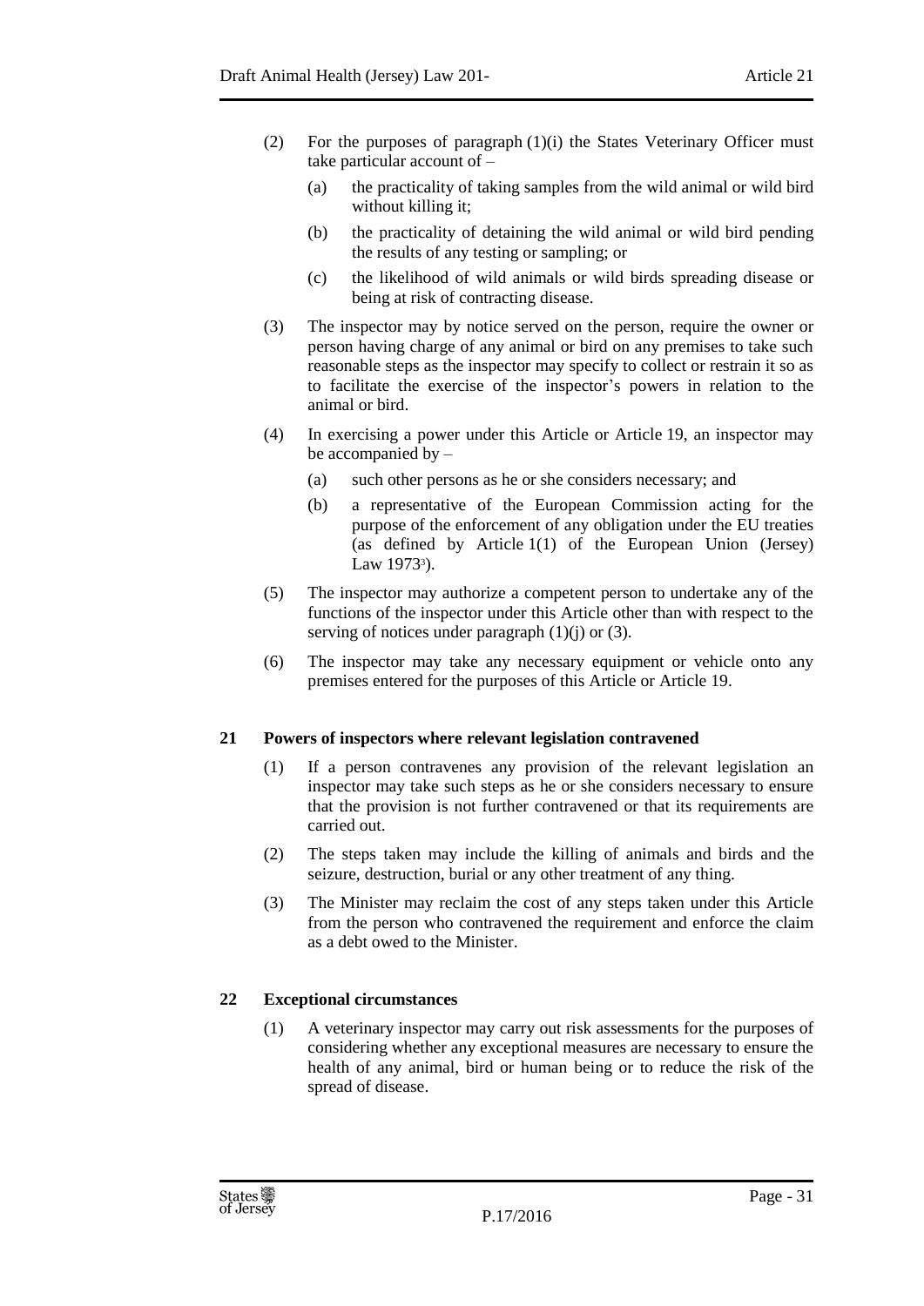(2) For the purposes of paragraph (1)(i) the States Veterinary Officer must take particular account of –

(a) the practicality of taking samples from the wild animal or wild bird without killing it;

(b) the practicality of detaining the wild animal or wild bird pending the results of any testing or sampling; or

(c) the likelihood of wild animals or wild birds spreading disease or being at risk of contracting disease.

(3) The inspector may by notice served on the person, require the owner or person having charge of any animal or bird on any premises to take such reasonable steps as the inspector may specify to collect or restrain it so as to facilitate the exercise of the inspector's powers in relation to the animal or bird.

(4) In exercising a power under this Article or Article 19, an inspector may be accompanied by –

(a) such other persons as he or she considers necessary; and

(b) a representative of the European Commission acting for the purpose of the enforcement of any obligation under the EU treaties (as defined by Article 1(1) of the European Union (Jersey) Law 1973[3]).

(5) The inspector may authorize a competent person to undertake any of the functions of the inspector under this Article other than with respect to the serving of notices under paragraph (1)(j) or (3).

(6) The inspector may take any necessary equipment or vehicle onto any premises entered for the purposes of this Article or Article 19.

### 21 Powers of inspectors where relevant legislation contravened

(1) If a person contravenes any provision of the relevant legislation an inspector may take such steps as he or she considers necessary to ensure that the provision is not further contravened or that its requirements are carried out.

(2) The steps taken may include the killing of animals and birds and the seizure, destruction, burial or any other treatment of any thing.

(3) The Minister may reclaim the cost of any steps taken under this Article from the person who contravened the requirement and enforce the claim as a debt owed to the Minister.

### 22 Exceptional circumstances

(1) A veterinary inspector may carry out risk assessments for the purposes of considering whether any exceptional measures are necessary to ensure the health of any animal, bird or human being or to reduce the risk of the spread of disease.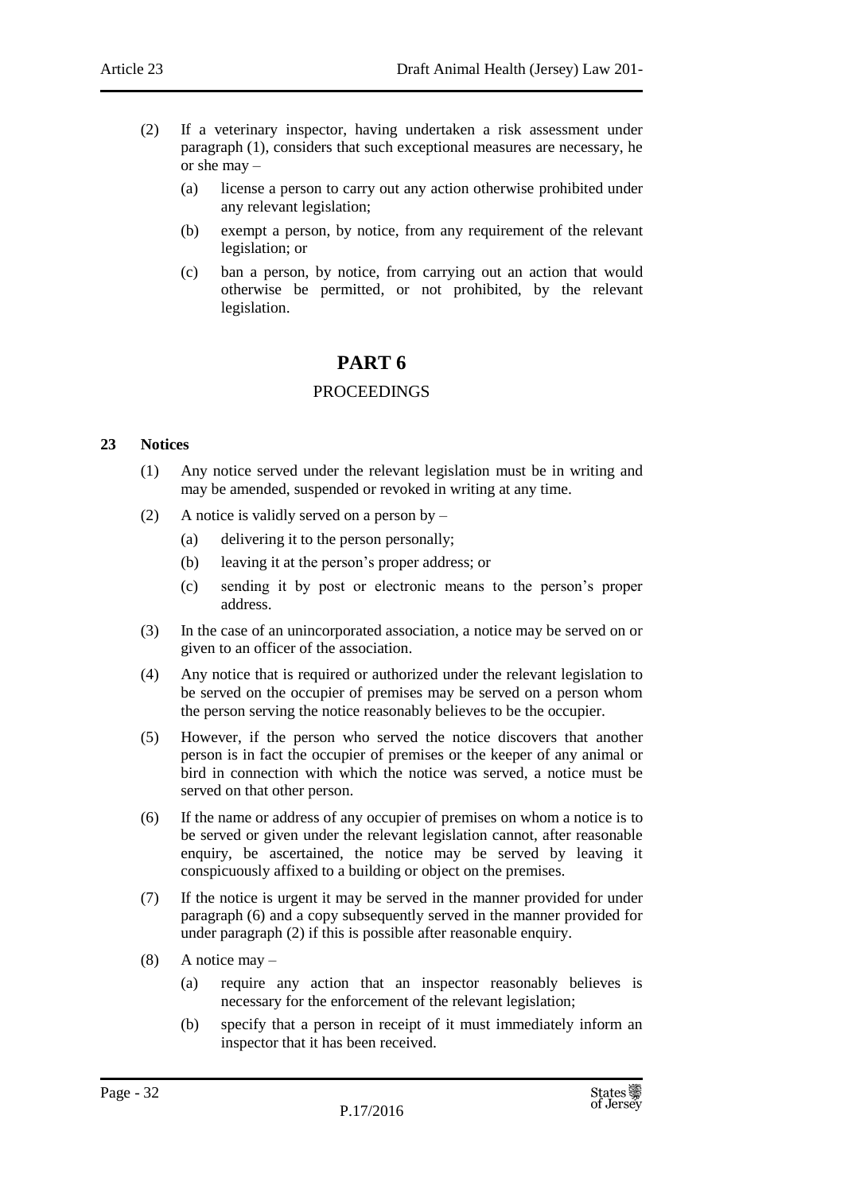(2) If a veterinary inspector, having undertaken a risk assessment under paragraph (1), considers that such exceptional measures are necessary, he or she may –

(a) license a person to carry out any action otherwise prohibited under any relevant legislation;

(b) exempt a person, by notice, from any requirement of the relevant legislation; or

(c) ban a person, by notice, from carrying out an action that would otherwise be permitted, or not prohibited, by the relevant legislation.

# PART 6

## PROCEEDINGS

### 23 Notices

(1) Any notice served under the relevant legislation must be in writing and may be amended, suspended or revoked in writing at any time.

(2) A notice is validly served on a person by –

(a) delivering it to the person personally;

(b) leaving it at the person's proper address; or

(c) sending it by post or electronic means to the person's proper address.

(3) In the case of an unincorporated association, a notice may be served on or given to an officer of the association.

(4) Any notice that is required or authorized under the relevant legislation to be served on the occupier of premises may be served on a person whom the person serving the notice reasonably believes to be the occupier.

(5) However, if the person who served the notice discovers that another person is in fact the occupier of premises or the keeper of any animal or bird in connection with which the notice was served, a notice must be served on that other person.

(6) If the name or address of any occupier of premises on whom a notice is to be served or given under the relevant legislation cannot, after reasonable enquiry, be ascertained, the notice may be served by leaving it conspicuously affixed to a building or object on the premises.

(7) If the notice is urgent it may be served in the manner provided for under paragraph (6) and a copy subsequently served in the manner provided for under paragraph (2) if this is possible after reasonable enquiry.

(8) A notice may –

(a) require any action that an inspector reasonably believes is necessary for the enforcement of the relevant legislation;

(b) specify that a person in receipt of it must immediately inform an inspector that it has been received.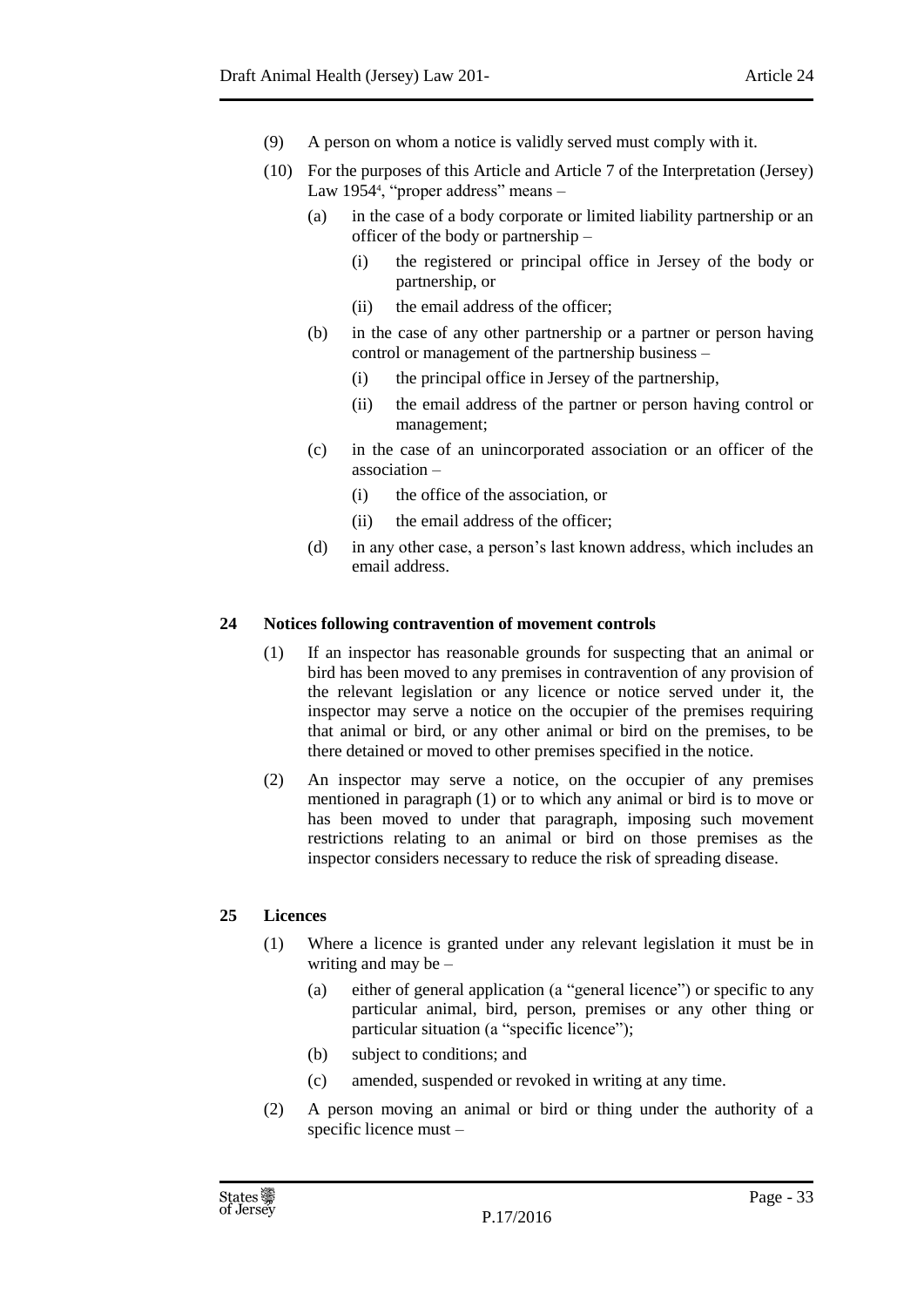(9) A person on whom a notice is validly served must comply with it.

(10) For the purposes of this Article and Article 7 of the Interpretation (Jersey) Law 1954[4], "proper address" means –

(a) in the case of a body corporate or limited liability partnership or an officer of the body or partnership –

(i) the registered or principal office in Jersey of the body or partnership, or

(ii) the email address of the officer;

(b) in the case of any other partnership or a partner or person having control or management of the partnership business –

(i) the principal office in Jersey of the partnership,

(ii) the email address of the partner or person having control or management;

(c) in the case of an unincorporated association or an officer of the association –

(i) the office of the association, or

(ii) the email address of the officer;

(d) in any other case, a person's last known address, which includes an email address.

## 24 Notices following contravention of movement controls

(1) If an inspector has reasonable grounds for suspecting that an animal or bird has been moved to any premises in contravention of any provision of the relevant legislation or any licence or notice served under it, the inspector may serve a notice on the occupier of the premises requiring that animal or bird, or any other animal or bird on the premises, to be there detained or moved to other premises specified in the notice.

(2) An inspector may serve a notice, on the occupier of any premises mentioned in paragraph (1) or to which any animal or bird is to move or has been moved to under that paragraph, imposing such movement restrictions relating to an animal or bird on those premises as the inspector considers necessary to reduce the risk of spreading disease.

## 25 Licences

(1) Where a licence is granted under any relevant legislation it must be in writing and may be –

(a) either of general application (a "general licence") or specific to any particular animal, bird, person, premises or any other thing or particular situation (a "specific licence");

(b) subject to conditions; and

(c) amended, suspended or revoked in writing at any time.

(2) A person moving an animal or bird or thing under the authority of a specific licence must –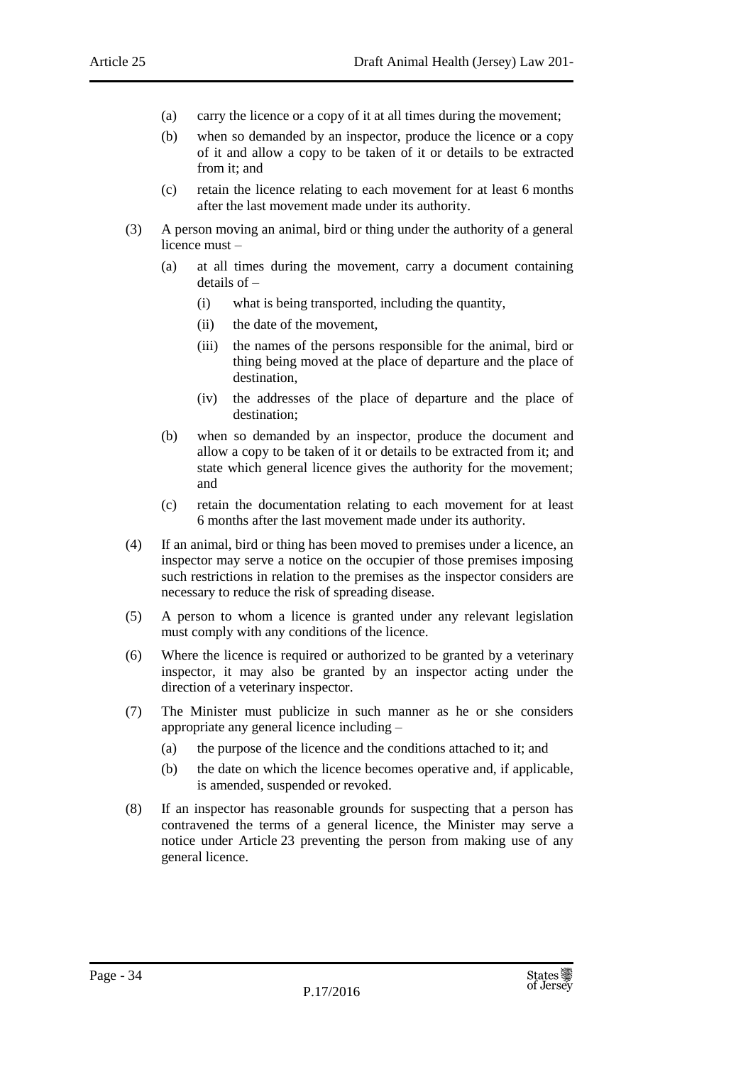(a) carry the licence or a copy of it at all times during the movement;

(b) when so demanded by an inspector, produce the licence or a copy of it and allow a copy to be taken of it or details to be extracted from it; and

(c) retain the licence relating to each movement for at least 6 months after the last movement made under its authority.

(3) A person moving an animal, bird or thing under the authority of a general licence must –

(a) at all times during the movement, carry a document containing details of –

(i) what is being transported, including the quantity,

(ii) the date of the movement,

(iii) the names of the persons responsible for the animal, bird or thing being moved at the place of departure and the place of destination,

(iv) the addresses of the place of departure and the place of destination;

(b) when so demanded by an inspector, produce the document and allow a copy to be taken of it or details to be extracted from it; and state which general licence gives the authority for the movement; and

(c) retain the documentation relating to each movement for at least 6 months after the last movement made under its authority.

(4) If an animal, bird or thing has been moved to premises under a licence, an inspector may serve a notice on the occupier of those premises imposing such restrictions in relation to the premises as the inspector considers are necessary to reduce the risk of spreading disease.

(5) A person to whom a licence is granted under any relevant legislation must comply with any conditions of the licence.

(6) Where the licence is required or authorized to be granted by a veterinary inspector, it may also be granted by an inspector acting under the direction of a veterinary inspector.

(7) The Minister must publicize in such manner as he or she considers appropriate any general licence including –

(a) the purpose of the licence and the conditions attached to it; and

(b) the date on which the licence becomes operative and, if applicable, is amended, suspended or revoked.

(8) If an inspector has reasonable grounds for suspecting that a person has contravened the terms of a general licence, the Minister may serve a notice under Article 23 preventing the person from making use of any general licence.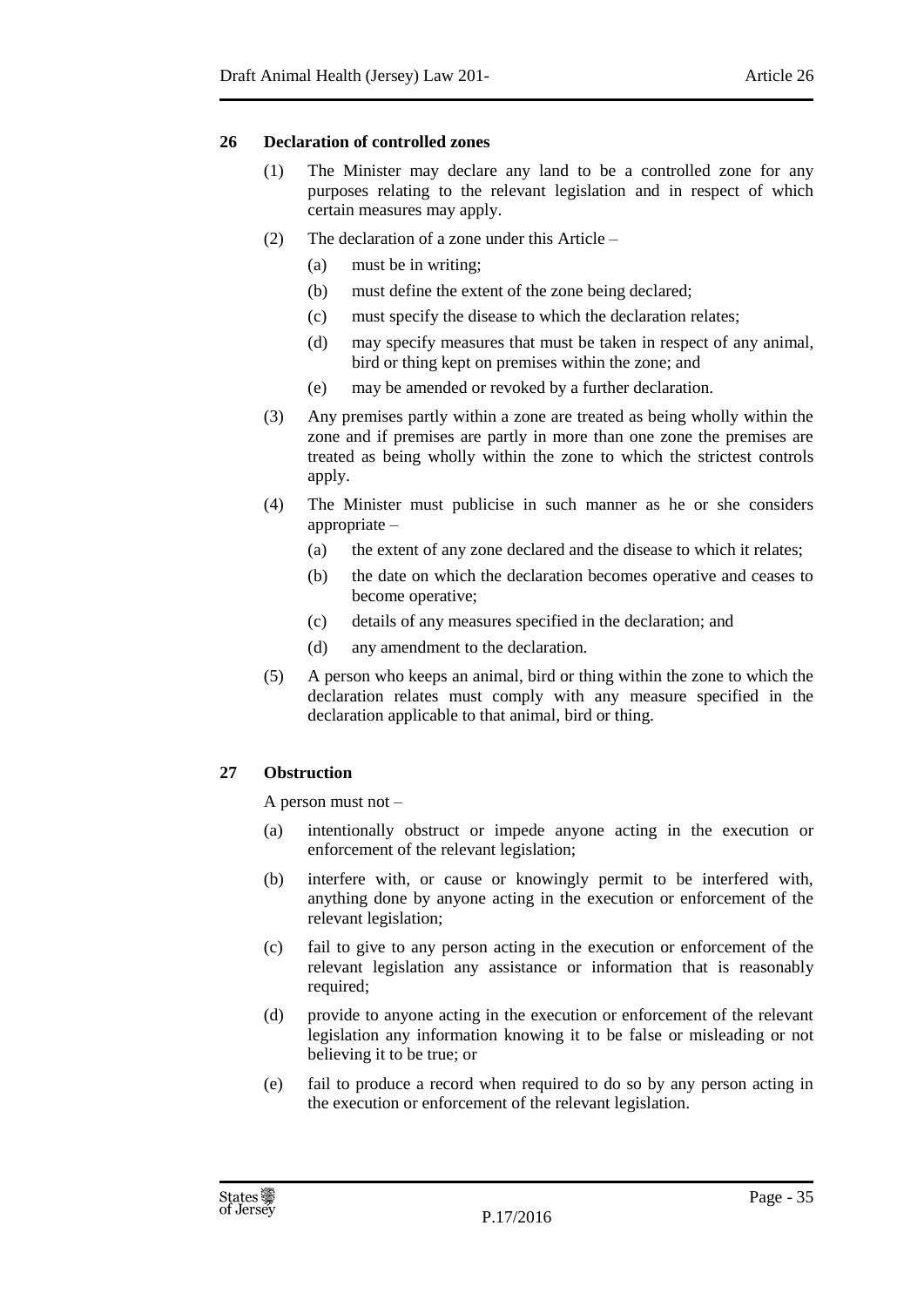## 26 Declaration of controlled zones

(1) The Minister may declare any land to be a controlled zone for any purposes relating to the relevant legislation and in respect of which certain measures may apply.

(2) The declaration of a zone under this Article –

(a) must be in writing;

(b) must define the extent of the zone being declared;

(c) must specify the disease to which the declaration relates;

(d) may specify measures that must be taken in respect of any animal, bird or thing kept on premises within the zone; and

(e) may be amended or revoked by a further declaration.

(3) Any premises partly within a zone are treated as being wholly within the zone and if premises are partly in more than one zone the premises are treated as being wholly within the zone to which the strictest controls apply.

(4) The Minister must publicise in such manner as he or she considers appropriate –

(a) the extent of any zone declared and the disease to which it relates;

(b) the date on which the declaration becomes operative and ceases to become operative;

(c) details of any measures specified in the declaration; and

(d) any amendment to the declaration.

(5) A person who keeps an animal, bird or thing within the zone to which the declaration relates must comply with any measure specified in the declaration applicable to that animal, bird or thing.

## 27 Obstruction

A person must not –

(a) intentionally obstruct or impede anyone acting in the execution or enforcement of the relevant legislation;

(b) interfere with, or cause or knowingly permit to be interfered with, anything done by anyone acting in the execution or enforcement of the relevant legislation;

(c) fail to give to any person acting in the execution or enforcement of the relevant legislation any assistance or information that is reasonably required;

(d) provide to anyone acting in the execution or enforcement of the relevant legislation any information knowing it to be false or misleading or not believing it to be true; or

(e) fail to produce a record when required to do so by any person acting in the execution or enforcement of the relevant legislation.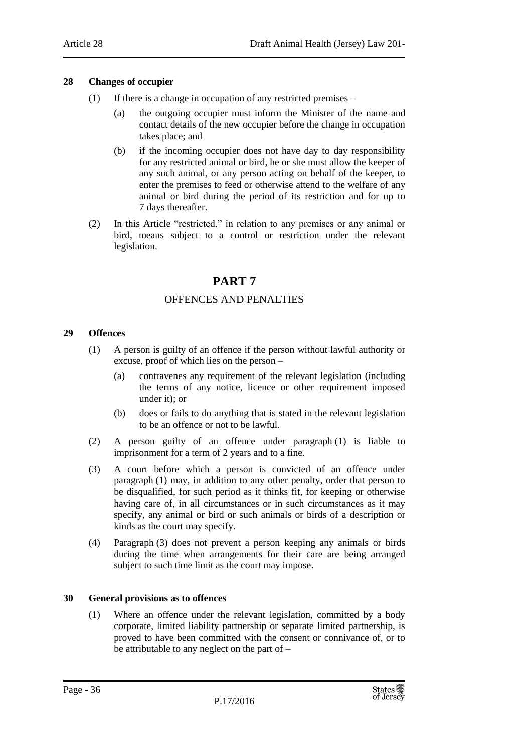### 28 Changes of occupier

(1) If there is a change in occupation of any restricted premises –

(a) the outgoing occupier must inform the Minister of the name and contact details of the new occupier before the change in occupation takes place; and

(b) if the incoming occupier does not have day to day responsibility for any restricted animal or bird, he or she must allow the keeper of any such animal, or any person acting on behalf of the keeper, to enter the premises to feed or otherwise attend to the welfare of any animal or bird during the period of its restriction and for up to 7 days thereafter.

(2) In this Article "restricted," in relation to any premises or any animal or bird, means subject to a control or restriction under the relevant legislation.

# PART 7

## OFFENCES AND PENALTIES

### 29 Offences

(1) A person is guilty of an offence if the person without lawful authority or excuse, proof of which lies on the person –

(a) contravenes any requirement of the relevant legislation (including the terms of any notice, licence or other requirement imposed under it); or

(b) does or fails to do anything that is stated in the relevant legislation to be an offence or not to be lawful.

(2) A person guilty of an offence under paragraph (1) is liable to imprisonment for a term of 2 years and to a fine.

(3) A court before which a person is convicted of an offence under paragraph (1) may, in addition to any other penalty, order that person to be disqualified, for such period as it thinks fit, for keeping or otherwise having care of, in all circumstances or in such circumstances as it may specify, any animal or bird or such animals or birds of a description or kinds as the court may specify.

(4) Paragraph (3) does not prevent a person keeping any animals or birds during the time when arrangements for their care are being arranged subject to such time limit as the court may impose.

### 30 General provisions as to offences

(1) Where an offence under the relevant legislation, committed by a body corporate, limited liability partnership or separate limited partnership, is proved to have been committed with the consent or connivance of, or to be attributable to any neglect on the part of –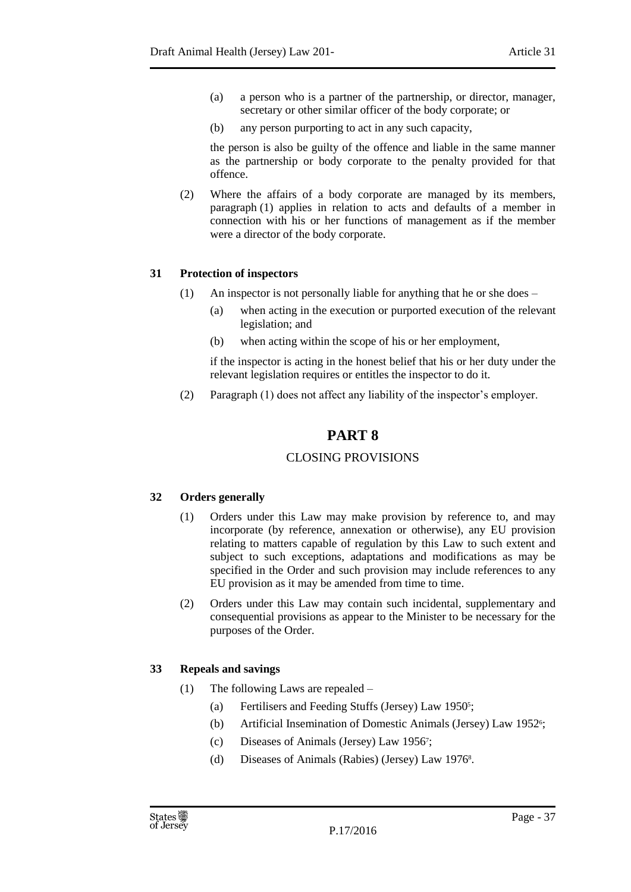(a) a person who is a partner of the partnership, or director, manager, secretary or other similar officer of the body corporate; or

(b) any person purporting to act in any such capacity,

the person is also be guilty of the offence and liable in the same manner as the partnership or body corporate to the penalty provided for that offence.

(2) Where the affairs of a body corporate are managed by its members, paragraph (1) applies in relation to acts and defaults of a member in connection with his or her functions of management as if the member were a director of the body corporate.

### 31 Protection of inspectors

(1) An inspector is not personally liable for anything that he or she does –

(a) when acting in the execution or purported execution of the relevant legislation; and

(b) when acting within the scope of his or her employment,

if the inspector is acting in the honest belief that his or her duty under the relevant legislation requires or entitles the inspector to do it.

(2) Paragraph (1) does not affect any liability of the inspector's employer.

## PART 8

## CLOSING PROVISIONS

### 32 Orders generally

(1) Orders under this Law may make provision by reference to, and may incorporate (by reference, annexation or otherwise), any EU provision relating to matters capable of regulation by this Law to such extent and subject to such exceptions, adaptations and modifications as may be specified in the Order and such provision may include references to any EU provision as it may be amended from time to time.

(2) Orders under this Law may contain such incidental, supplementary and consequential provisions as appear to the Minister to be necessary for the purposes of the Order.

### 33 Repeals and savings

(1) The following Laws are repealed –

(a) Fertilisers and Feeding Stuffs (Jersey) Law 1950[5];

(b) Artificial Insemination of Domestic Animals (Jersey) Law 1952[6];

(c) Diseases of Animals (Jersey) Law 1956[7];

(d) Diseases of Animals (Rabies) (Jersey) Law 1976[8].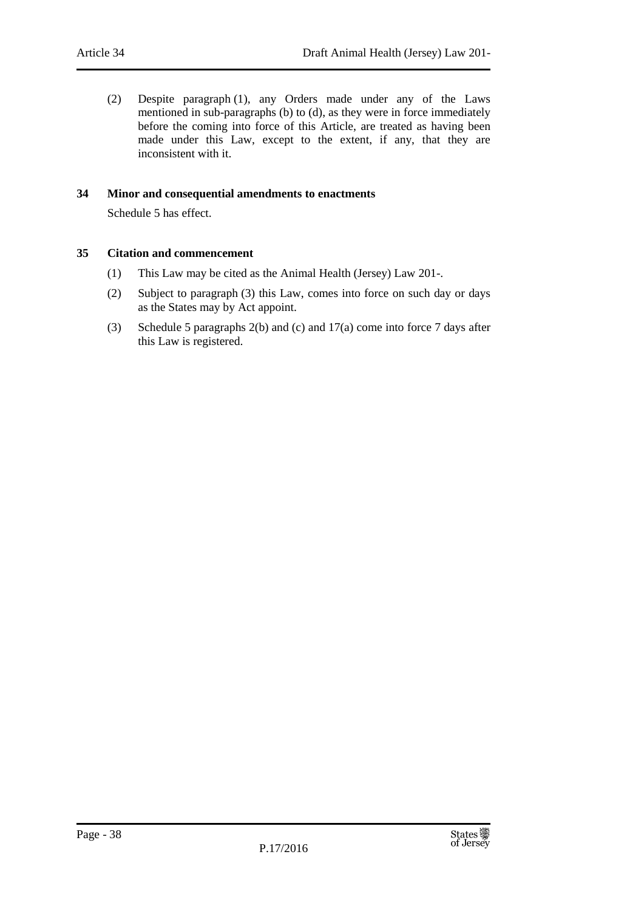(2) Despite paragraph (1), any Orders made under any of the Laws mentioned in sub-paragraphs (b) to (d), as they were in force immediately before the coming into force of this Article, are treated as having been made under this Law, except to the extent, if any, that they are inconsistent with it.

**34 Minor and consequential amendments to enactments**

Schedule 5 has effect.

**35 Citation and commencement**

(1) This Law may be cited as the Animal Health (Jersey) Law 201-.

(2) Subject to paragraph (3) this Law, comes into force on such day or days as the States may by Act appoint.

(3) Schedule 5 paragraphs 2(b) and (c) and 17(a) come into force 7 days after this Law is registered.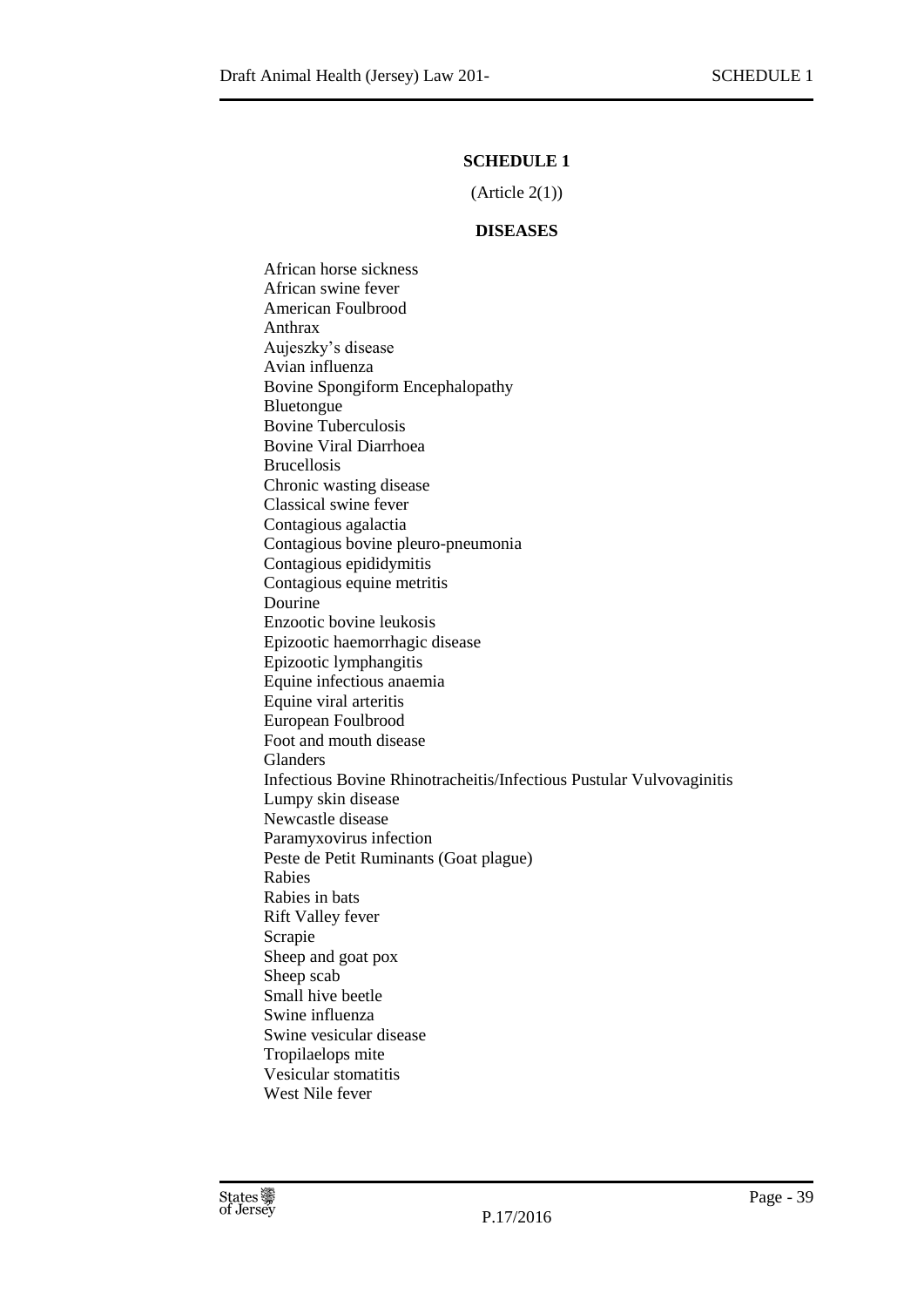## SCHEDULE 1

(Article 2(1))

## DISEASES

African horse sickness
African swine fever
American Foulbrood
Anthrax
Aujeszky's disease
Avian influenza
Bovine Spongiform Encephalopathy
Bluetongue
Bovine Tuberculosis
Bovine Viral Diarrhoea
Brucellosis
Chronic wasting disease
Classical swine fever
Contagious agalactia
Contagious bovine pleuro-pneumonia
Contagious epididymitis
Contagious equine metritis
Dourine
Enzootic bovine leukosis
Epizootic haemorrhagic disease
Epizootic lymphangitis
Equine infectious anaemia
Equine viral arteritis
European Foulbrood
Foot and mouth disease
Glanders
Infectious Bovine Rhinotracheitis/Infectious Pustular Vulvovaginitis
Lumpy skin disease
Newcastle disease
Paramyxovirus infection
Peste de Petit Ruminants (Goat plague)
Rabies
Rabies in bats
Rift Valley fever
Scrapie
Sheep and goat pox
Sheep scab
Small hive beetle
Swine influenza
Swine vesicular disease
Tropilaelops mite
Vesicular stomatitis
West Nile fever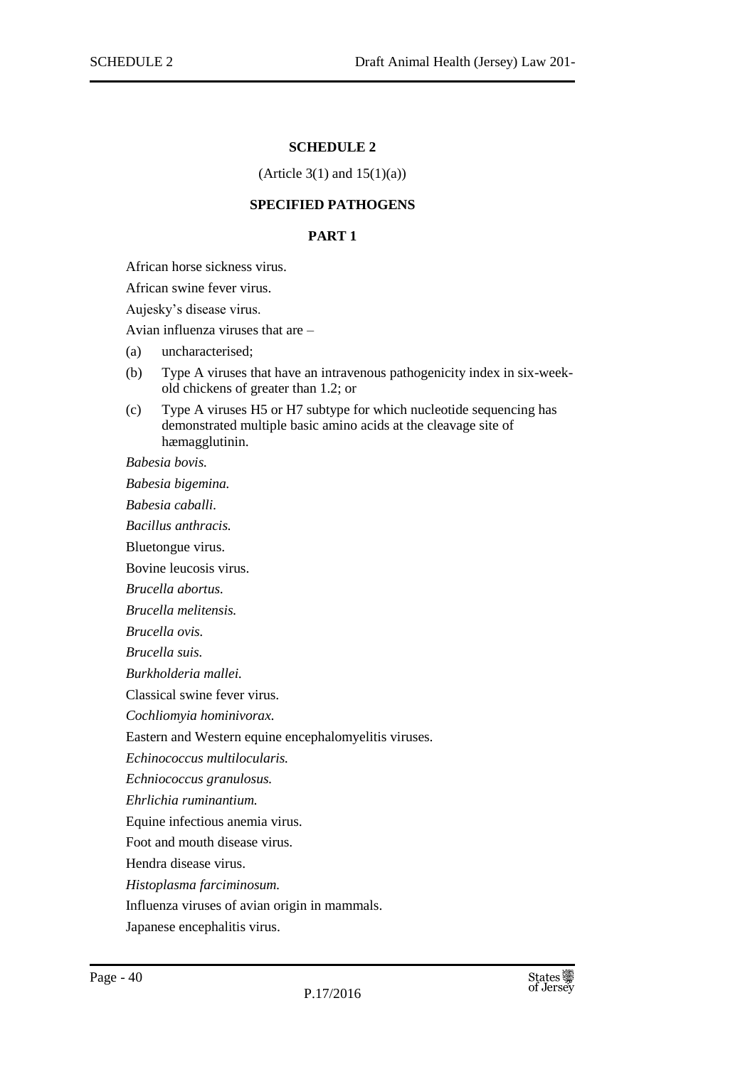## SCHEDULE 2

(Article 3(1) and 15(1)(a))

### SPECIFIED PATHOGENS

#### PART 1

African horse sickness virus.

African swine fever virus.

Aujesky's disease virus.

Avian influenza viruses that are –

(a) uncharacterised;

(b) Type A viruses that have an intravenous pathogenicity index in six-week-old chickens of greater than 1.2; or

(c) Type A viruses H5 or H7 subtype for which nucleotide sequencing has demonstrated multiple basic amino acids at the cleavage site of hæmagglutinin.

*Babesia bovis.*

*Babesia bigemina.*

*Babesia caballi.*

*Bacillus anthracis.*

Bluetongue virus.

Bovine leucosis virus.

*Brucella abortus.*

*Brucella melitensis.*

*Brucella ovis.*

*Brucella suis.*

*Burkholderia mallei.*

Classical swine fever virus.

*Cochliomyia hominivorax.*

Eastern and Western equine encephalomyelitis viruses.

*Echinococcus multilocularis.*

*Echniococcus granulosus.*

*Ehrlichia ruminantium.*

Equine infectious anemia virus.

Foot and mouth disease virus.

Hendra disease virus.

*Histoplasma farciminosum.*

Influenza viruses of avian origin in mammals.

Japanese encephalitis virus.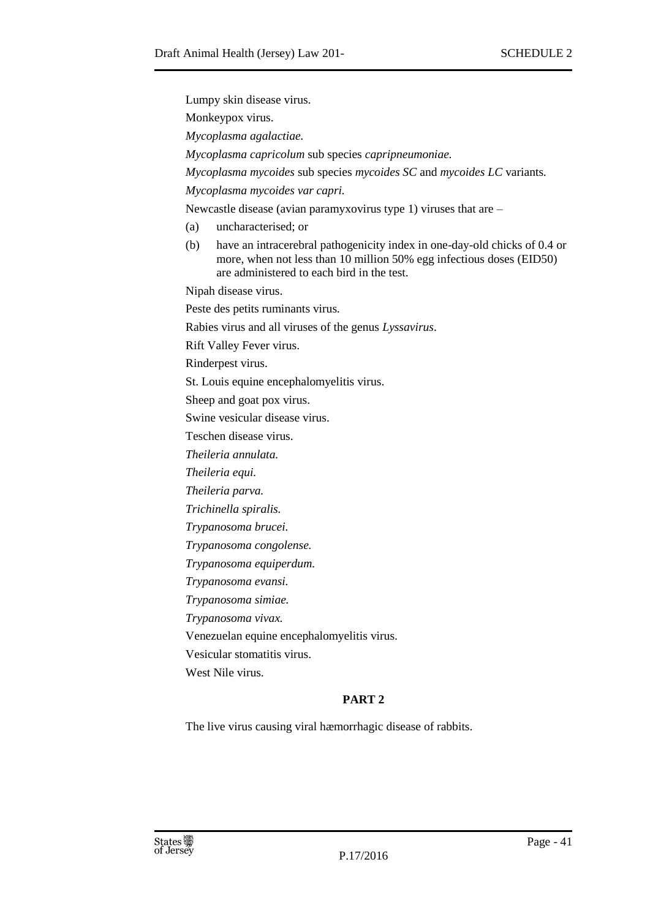Lumpy skin disease virus.

Monkeypox virus.

*Mycoplasma agalactiae.*

*Mycoplasma capricolum* sub species *capripneumoniae.*

*Mycoplasma mycoides* sub species *mycoides SC* and *mycoides LC* variants.

*Mycoplasma mycoides var capri.*

Newcastle disease (avian paramyxovirus type 1) viruses that are –

(a) uncharacterised; or

(b) have an intracerebral pathogenicity index in one-day-old chicks of 0.4 or more, when not less than 10 million 50% egg infectious doses (EID50) are administered to each bird in the test.

Nipah disease virus.

Peste des petits ruminants virus.

Rabies virus and all viruses of the genus *Lyssavirus*.

Rift Valley Fever virus.

Rinderpest virus.

St. Louis equine encephalomyelitis virus.

Sheep and goat pox virus.

Swine vesicular disease virus.

Teschen disease virus.

*Theileria annulata.*

*Theileria equi.*

*Theileria parva.*

*Trichinella spiralis.*

*Trypanosoma brucei.*

*Trypanosoma congolense.*

*Trypanosoma equiperdum.*

*Trypanosoma evansi.*

*Trypanosoma simiae.*

*Trypanosoma vivax.*

Venezuelan equine encephalomyelitis virus.

Vesicular stomatitis virus.

West Nile virus.

## PART 2

The live virus causing viral hæmorrhagic disease of rabbits.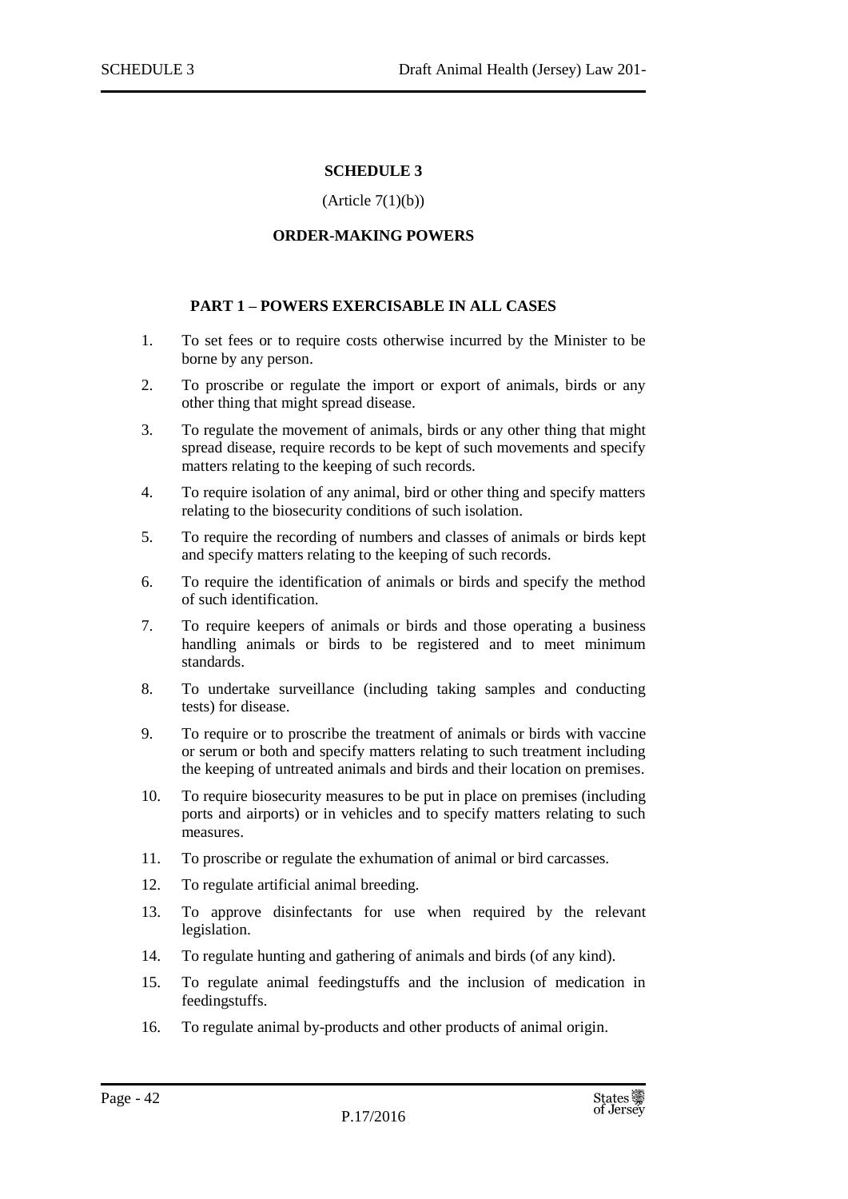# SCHEDULE 3

(Article 7(1)(b))

## ORDER-MAKING POWERS

### PART 1 – POWERS EXERCISABLE IN ALL CASES

1. To set fees or to require costs otherwise incurred by the Minister to be borne by any person.
2. To proscribe or regulate the import or export of animals, birds or any other thing that might spread disease.
3. To regulate the movement of animals, birds or any other thing that might spread disease, require records to be kept of such movements and specify matters relating to the keeping of such records.
4. To require isolation of any animal, bird or other thing and specify matters relating to the biosecurity conditions of such isolation.
5. To require the recording of numbers and classes of animals or birds kept and specify matters relating to the keeping of such records.
6. To require the identification of animals or birds and specify the method of such identification.
7. To require keepers of animals or birds and those operating a business handling animals or birds to be registered and to meet minimum standards.
8. To undertake surveillance (including taking samples and conducting tests) for disease.
9. To require or to proscribe the treatment of animals or birds with vaccine or serum or both and specify matters relating to such treatment including the keeping of untreated animals and birds and their location on premises.
10. To require biosecurity measures to be put in place on premises (including ports and airports) or in vehicles and to specify matters relating to such measures.
11. To proscribe or regulate the exhumation of animal or bird carcasses.
12. To regulate artificial animal breeding.
13. To approve disinfectants for use when required by the relevant legislation.
14. To regulate hunting and gathering of animals and birds (of any kind).
15. To regulate animal feedingstuffs and the inclusion of medication in feedingstuffs.
16. To regulate animal by-products and other products of animal origin.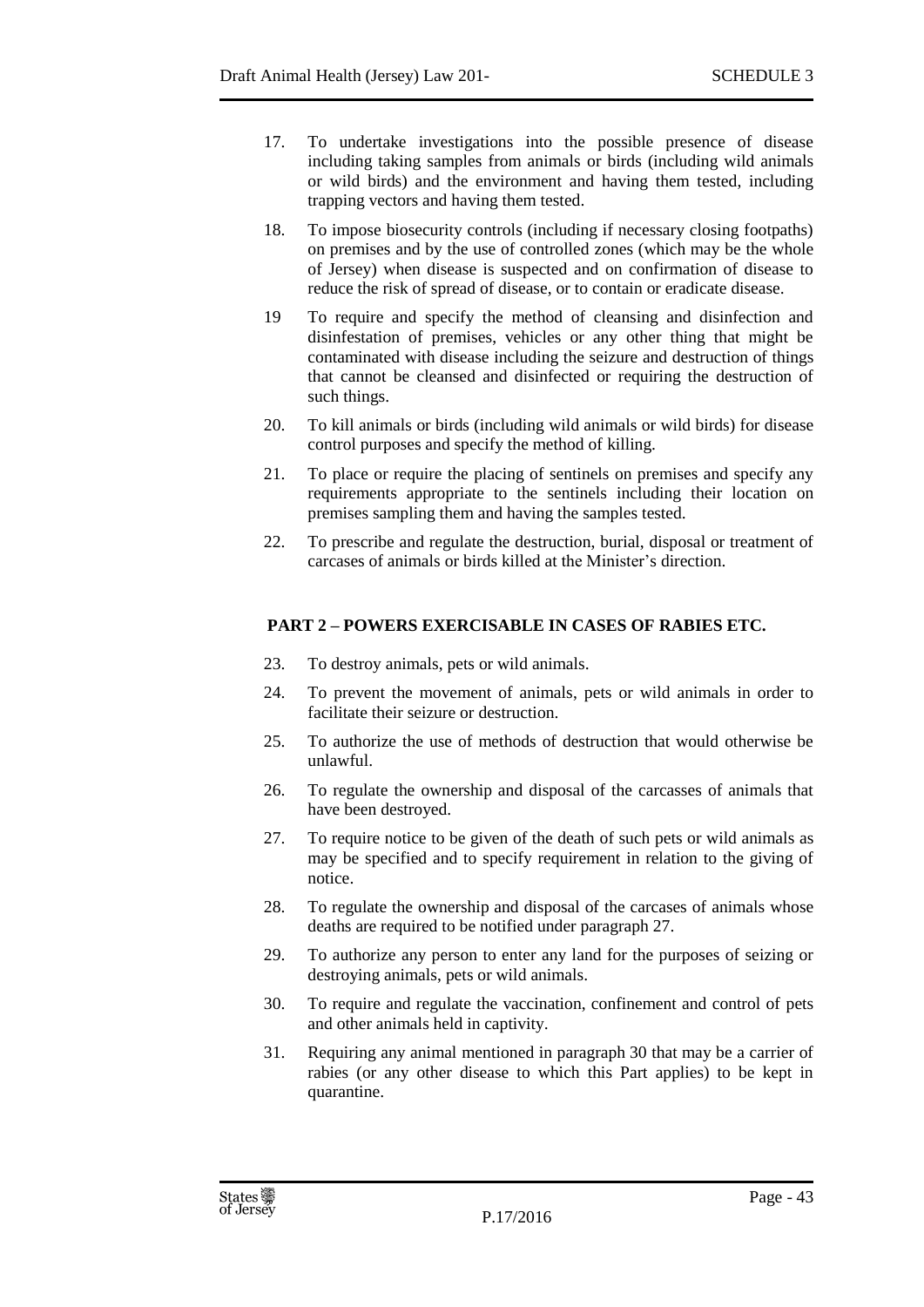17. To undertake investigations into the possible presence of disease including taking samples from animals or birds (including wild animals or wild birds) and the environment and having them tested, including trapping vectors and having them tested.

18. To impose biosecurity controls (including if necessary closing footpaths) on premises and by the use of controlled zones (which may be the whole of Jersey) when disease is suspected and on confirmation of disease to reduce the risk of spread of disease, or to contain or eradicate disease.

19 To require and specify the method of cleansing and disinfection and disinfestation of premises, vehicles or any other thing that might be contaminated with disease including the seizure and destruction of things that cannot be cleansed and disinfected or requiring the destruction of such things.

20. To kill animals or birds (including wild animals or wild birds) for disease control purposes and specify the method of killing.

21. To place or require the placing of sentinels on premises and specify any requirements appropriate to the sentinels including their location on premises sampling them and having the samples tested.

22. To prescribe and regulate the destruction, burial, disposal or treatment of carcases of animals or birds killed at the Minister's direction.

## PART 2 – POWERS EXERCISABLE IN CASES OF RABIES ETC.

23. To destroy animals, pets or wild animals.

24. To prevent the movement of animals, pets or wild animals in order to facilitate their seizure or destruction.

25. To authorize the use of methods of destruction that would otherwise be unlawful.

26. To regulate the ownership and disposal of the carcasses of animals that have been destroyed.

27. To require notice to be given of the death of such pets or wild animals as may be specified and to specify requirement in relation to the giving of notice.

28. To regulate the ownership and disposal of the carcases of animals whose deaths are required to be notified under paragraph 27.

29. To authorize any person to enter any land for the purposes of seizing or destroying animals, pets or wild animals.

30. To require and regulate the vaccination, confinement and control of pets and other animals held in captivity.

31. Requiring any animal mentioned in paragraph 30 that may be a carrier of rabies (or any other disease to which this Part applies) to be kept in quarantine.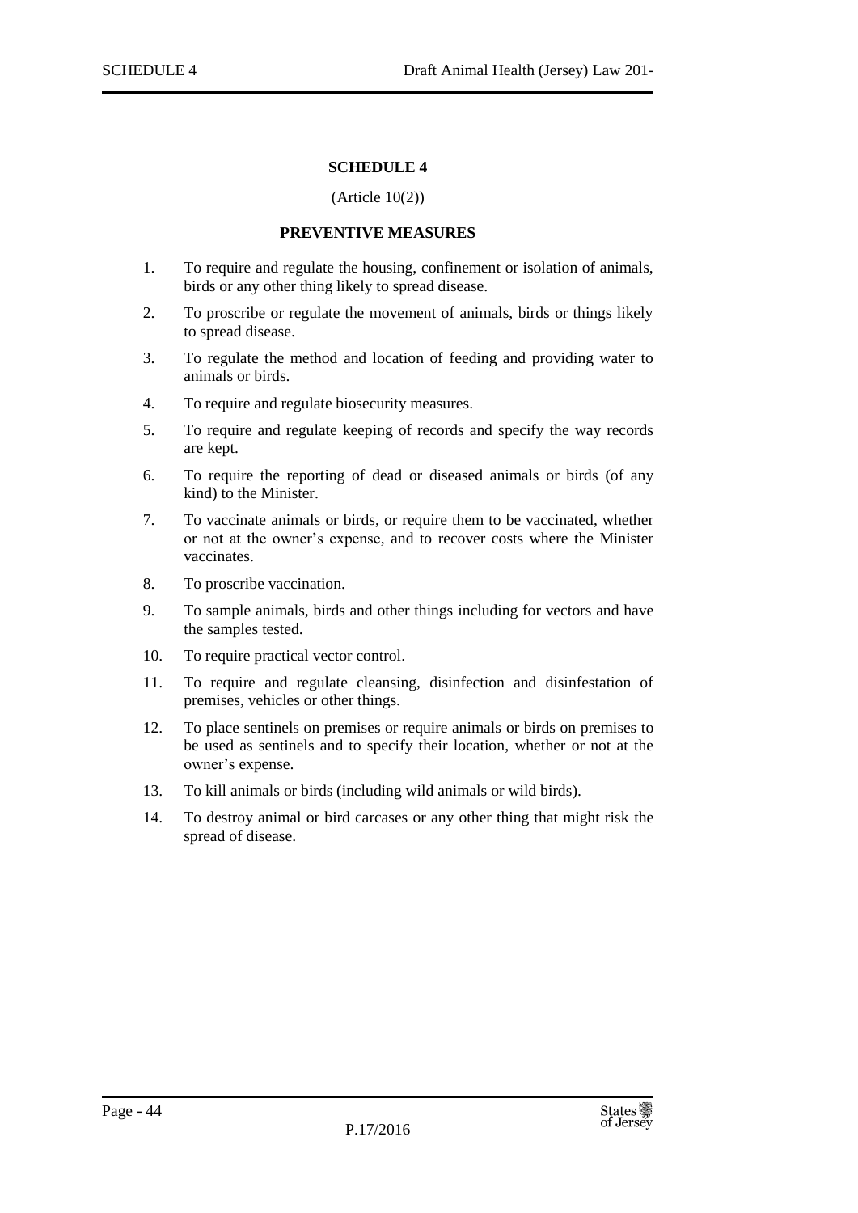# SCHEDULE 4

(Article 10(2))

## PREVENTIVE MEASURES

1. To require and regulate the housing, confinement or isolation of animals, birds or any other thing likely to spread disease.
2. To proscribe or regulate the movement of animals, birds or things likely to spread disease.
3. To regulate the method and location of feeding and providing water to animals or birds.
4. To require and regulate biosecurity measures.
5. To require and regulate keeping of records and specify the way records are kept.
6. To require the reporting of dead or diseased animals or birds (of any kind) to the Minister.
7. To vaccinate animals or birds, or require them to be vaccinated, whether or not at the owner's expense, and to recover costs where the Minister vaccinates.
8. To proscribe vaccination.
9. To sample animals, birds and other things including for vectors and have the samples tested.
10. To require practical vector control.
11. To require and regulate cleansing, disinfection and disinfestation of premises, vehicles or other things.
12. To place sentinels on premises or require animals or birds on premises to be used as sentinels and to specify their location, whether or not at the owner's expense.
13. To kill animals or birds (including wild animals or wild birds).
14. To destroy animal or bird carcases or any other thing that might risk the spread of disease.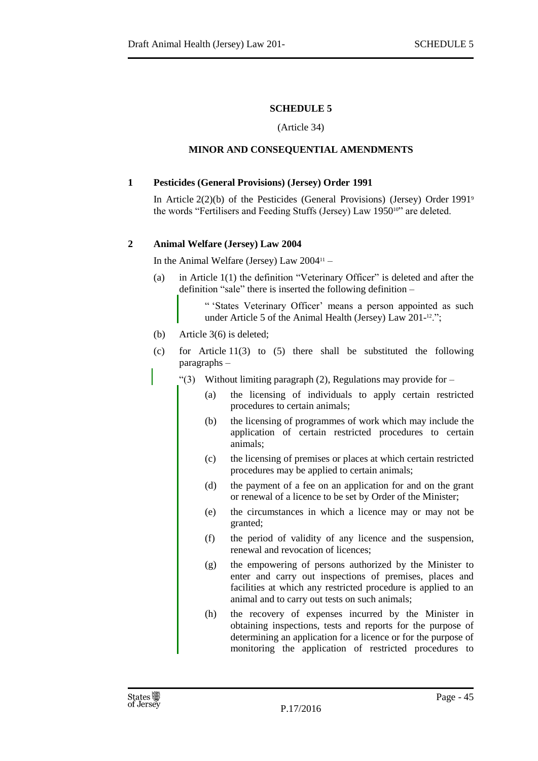## SCHEDULE 5

(Article 34)

### MINOR AND CONSEQUENTIAL AMENDMENTS

**1 Pesticides (General Provisions) (Jersey) Order 1991**

In Article 2(2)(b) of the Pesticides (General Provisions) (Jersey) Order 1991[9] the words "Fertilisers and Feeding Stuffs (Jersey) Law 1950[10]" are deleted.

**2 Animal Welfare (Jersey) Law 2004**

In the Animal Welfare (Jersey) Law 2004[11] –

(a) in Article 1(1) the definition "Veterinary Officer" is deleted and after the definition "sale" there is inserted the following definition –

> " 'States Veterinary Officer' means a person appointed as such under Article 5 of the Animal Health (Jersey) Law 201-[12].";

(b) Article 3(6) is deleted;

(c) for Article 11(3) to (5) there shall be substituted the following paragraphs –

> "(3) Without limiting paragraph (2), Regulations may provide for –
>
> (a) the licensing of individuals to apply certain restricted procedures to certain animals;
>
> (b) the licensing of programmes of work which may include the application of certain restricted procedures to certain animals;
>
> (c) the licensing of premises or places at which certain restricted procedures may be applied to certain animals;
>
> (d) the payment of a fee on an application for and on the grant or renewal of a licence to be set by Order of the Minister;
>
> (e) the circumstances in which a licence may or may not be granted;
>
> (f) the period of validity of any licence and the suspension, renewal and revocation of licences;
>
> (g) the empowering of persons authorized by the Minister to enter and carry out inspections of premises, places and facilities at which any restricted procedure is applied to an animal and to carry out tests on such animals;
>
> (h) the recovery of expenses incurred by the Minister in obtaining inspections, tests and reports for the purpose of determining an application for a licence or for the purpose of monitoring the application of restricted procedures to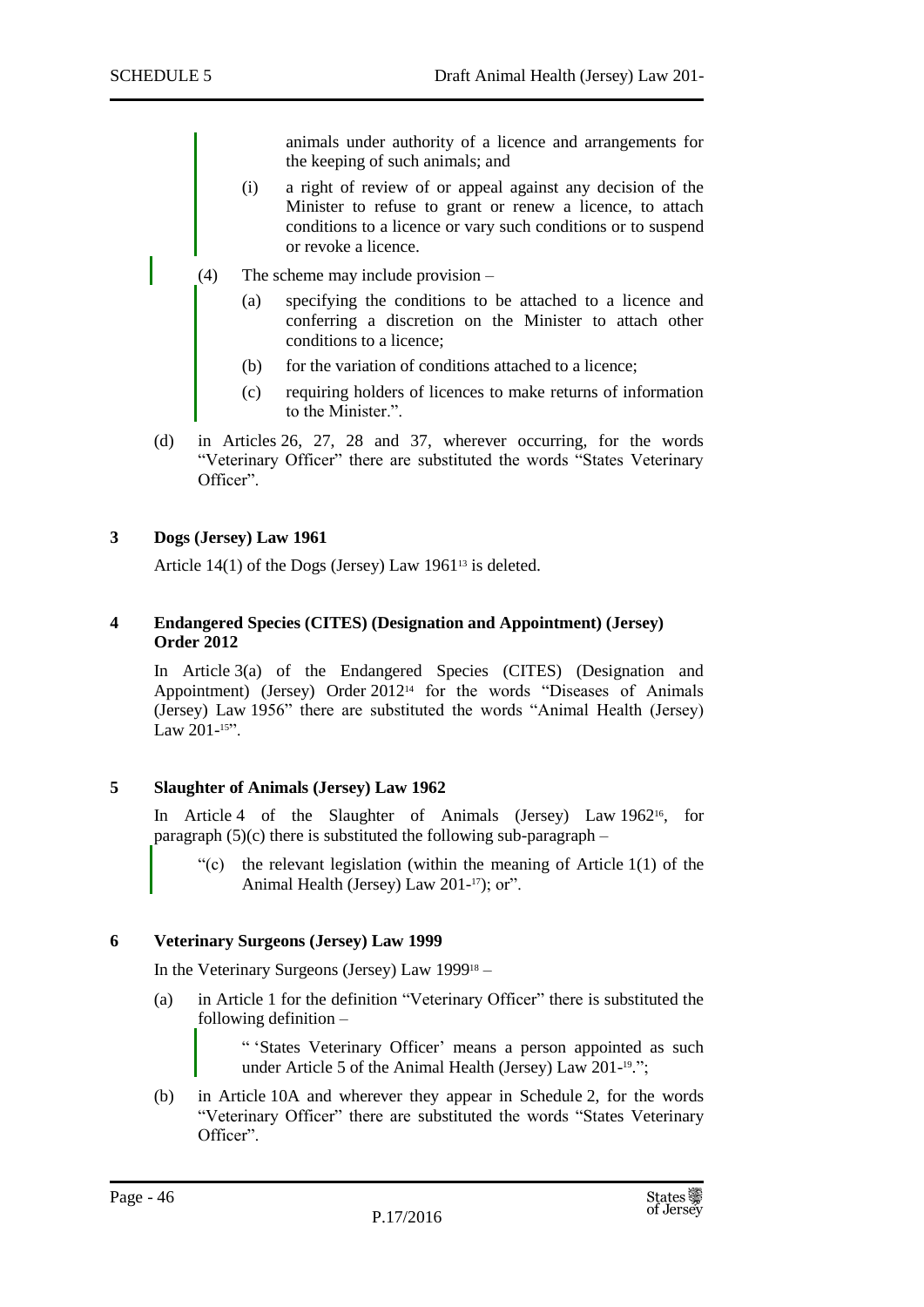animals under authority of a licence and arrangements for the keeping of such animals; and

(i) a right of review of or appeal against any decision of the Minister to refuse to grant or renew a licence, to attach conditions to a licence or vary such conditions or to suspend or revoke a licence.

(4) The scheme may include provision –

(a) specifying the conditions to be attached to a licence and conferring a discretion on the Minister to attach other conditions to a licence;

(b) for the variation of conditions attached to a licence;

(c) requiring holders of licences to make returns of information to the Minister.".

(d) in Articles 26, 27, 28 and 37, wherever occurring, for the words "Veterinary Officer" there are substituted the words "States Veterinary Officer".

**3 Dogs (Jersey) Law 1961**

Article 14(1) of the Dogs (Jersey) Law 1961[13] is deleted.

**4 Endangered Species (CITES) (Designation and Appointment) (Jersey) Order 2012**

In Article 3(a) of the Endangered Species (CITES) (Designation and Appointment) (Jersey) Order 2012[14] for the words "Diseases of Animals (Jersey) Law 1956" there are substituted the words "Animal Health (Jersey) Law 201-[15]".

**5 Slaughter of Animals (Jersey) Law 1962**

In Article 4 of the Slaughter of Animals (Jersey) Law 1962[16], for paragraph (5)(c) there is substituted the following sub-paragraph –

"(c) the relevant legislation (within the meaning of Article 1(1) of the Animal Health (Jersey) Law 201-[17]); or".

**6 Veterinary Surgeons (Jersey) Law 1999**

In the Veterinary Surgeons (Jersey) Law 1999[18] –

(a) in Article 1 for the definition "Veterinary Officer" there is substituted the following definition –

" 'States Veterinary Officer' means a person appointed as such under Article 5 of the Animal Health (Jersey) Law 201-[19].";

(b) in Article 10A and wherever they appear in Schedule 2, for the words "Veterinary Officer" there are substituted the words "States Veterinary Officer".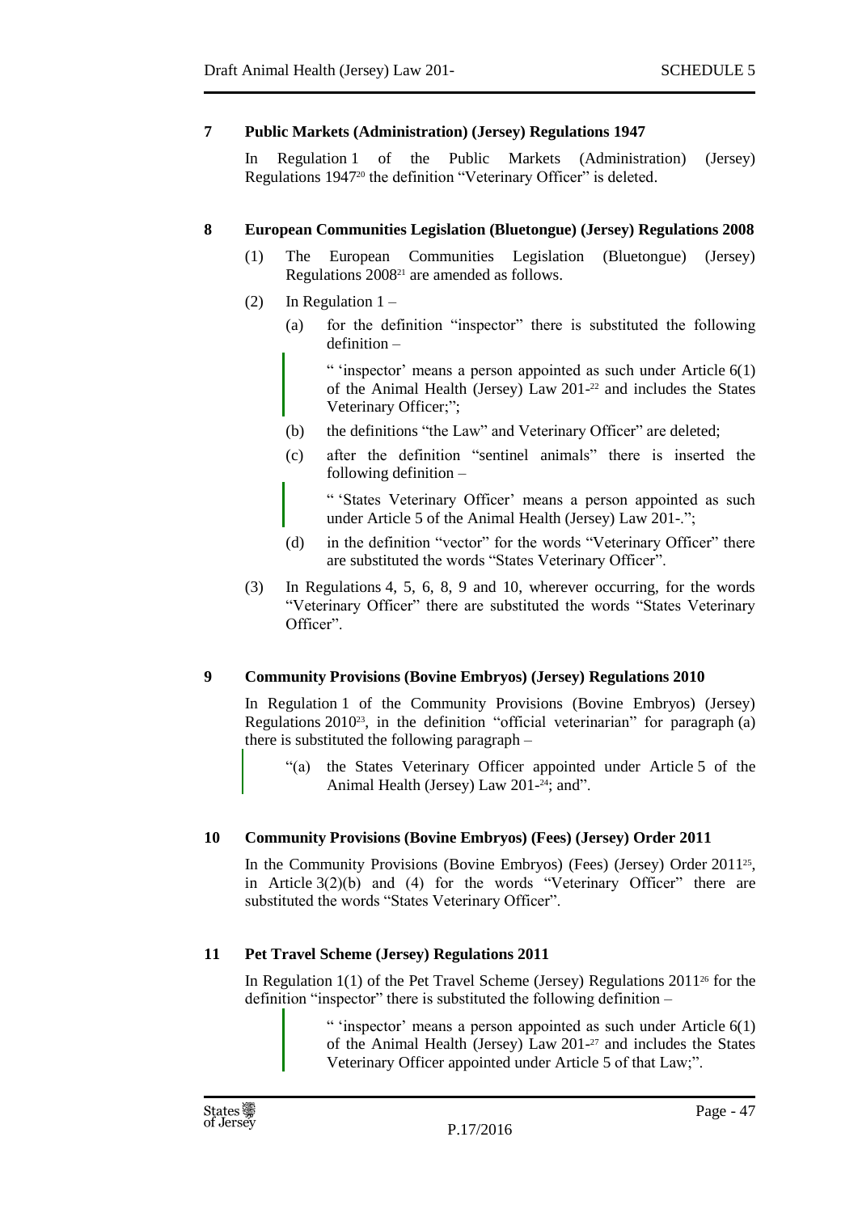**7 Public Markets (Administration) (Jersey) Regulations 1947**

In Regulation 1 of the Public Markets (Administration) (Jersey) Regulations 1947[20] the definition "Veterinary Officer" is deleted.

**8 European Communities Legislation (Bluetongue) (Jersey) Regulations 2008**

(1) The European Communities Legislation (Bluetongue) (Jersey) Regulations 2008[21] are amended as follows.

(2) In Regulation 1 –

(a) for the definition "inspector" there is substituted the following definition –

> " 'inspector' means a person appointed as such under Article 6(1) of the Animal Health (Jersey) Law 201-[22] and includes the States Veterinary Officer;";

(b) the definitions "the Law" and Veterinary Officer" are deleted;

(c) after the definition "sentinel animals" there is inserted the following definition –

> " 'States Veterinary Officer' means a person appointed as such under Article 5 of the Animal Health (Jersey) Law 201-.";

(d) in the definition "vector" for the words "Veterinary Officer" there are substituted the words "States Veterinary Officer".

(3) In Regulations 4, 5, 6, 8, 9 and 10, wherever occurring, for the words "Veterinary Officer" there are substituted the words "States Veterinary Officer".

**9 Community Provisions (Bovine Embryos) (Jersey) Regulations 2010**

In Regulation 1 of the Community Provisions (Bovine Embryos) (Jersey) Regulations 2010[23], in the definition "official veterinarian" for paragraph (a) there is substituted the following paragraph –

> "(a) the States Veterinary Officer appointed under Article 5 of the Animal Health (Jersey) Law 201-[24]; and".

**10 Community Provisions (Bovine Embryos) (Fees) (Jersey) Order 2011**

In the Community Provisions (Bovine Embryos) (Fees) (Jersey) Order 2011[25], in Article 3(2)(b) and (4) for the words "Veterinary Officer" there are substituted the words "States Veterinary Officer".

**11 Pet Travel Scheme (Jersey) Regulations 2011**

In Regulation 1(1) of the Pet Travel Scheme (Jersey) Regulations 2011[26] for the definition "inspector" there is substituted the following definition –

> " 'inspector' means a person appointed as such under Article 6(1) of the Animal Health (Jersey) Law 201-[27] and includes the States Veterinary Officer appointed under Article 5 of that Law;".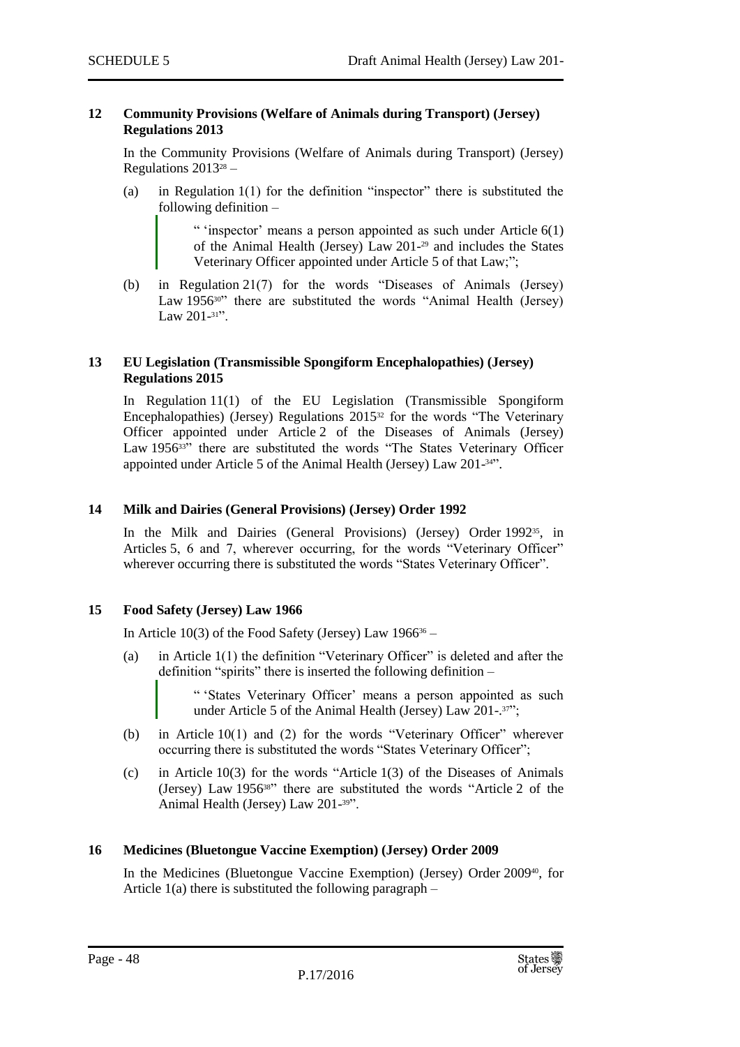**12 Community Provisions (Welfare of Animals during Transport) (Jersey) Regulations 2013**

In the Community Provisions (Welfare of Animals during Transport) (Jersey) Regulations 2013[28] –

(a) in Regulation 1(1) for the definition "inspector" there is substituted the following definition –

> " 'inspector' means a person appointed as such under Article 6(1) of the Animal Health (Jersey) Law 201-[29] and includes the States Veterinary Officer appointed under Article 5 of that Law;";

(b) in Regulation 21(7) for the words "Diseases of Animals (Jersey) Law 1956[30]" there are substituted the words "Animal Health (Jersey) Law 201-[31]".

**13 EU Legislation (Transmissible Spongiform Encephalopathies) (Jersey) Regulations 2015**

In Regulation 11(1) of the EU Legislation (Transmissible Spongiform Encephalopathies) (Jersey) Regulations 2015[32] for the words "The Veterinary Officer appointed under Article 2 of the Diseases of Animals (Jersey) Law 1956[33]" there are substituted the words "The States Veterinary Officer appointed under Article 5 of the Animal Health (Jersey) Law 201-[34]".

**14 Milk and Dairies (General Provisions) (Jersey) Order 1992**

In the Milk and Dairies (General Provisions) (Jersey) Order 1992[35], in Articles 5, 6 and 7, wherever occurring, for the words "Veterinary Officer" wherever occurring there is substituted the words "States Veterinary Officer".

**15 Food Safety (Jersey) Law 1966**

In Article 10(3) of the Food Safety (Jersey) Law 1966[36] –

(a) in Article 1(1) the definition "Veterinary Officer" is deleted and after the definition "spirits" there is inserted the following definition –

> " 'States Veterinary Officer' means a person appointed as such under Article 5 of the Animal Health (Jersey) Law 201-.[37]";

(b) in Article 10(1) and (2) for the words "Veterinary Officer" wherever occurring there is substituted the words "States Veterinary Officer";

(c) in Article 10(3) for the words "Article 1(3) of the Diseases of Animals (Jersey) Law 1956[38]" there are substituted the words "Article 2 of the Animal Health (Jersey) Law 201-[39]".

**16 Medicines (Bluetongue Vaccine Exemption) (Jersey) Order 2009**

In the Medicines (Bluetongue Vaccine Exemption) (Jersey) Order 2009[40], for Article 1(a) there is substituted the following paragraph –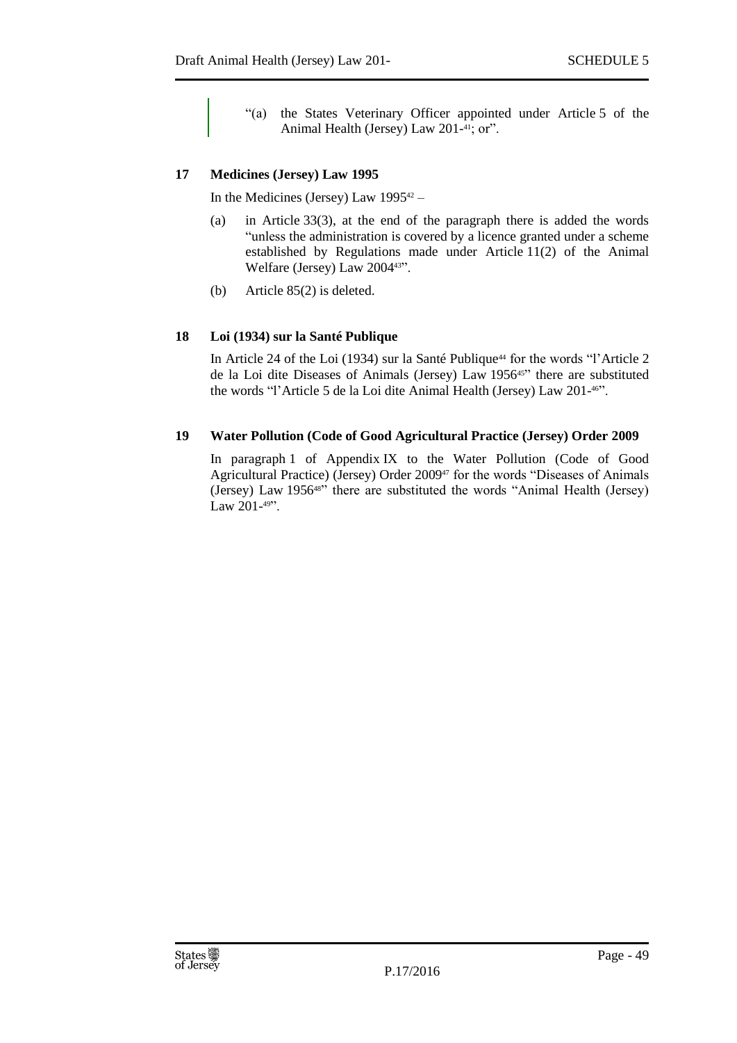"(a) the States Veterinary Officer appointed under Article 5 of the Animal Health (Jersey) Law 201-[41]; or".

## 17 Medicines (Jersey) Law 1995

In the Medicines (Jersey) Law 1995[42] –

(a) in Article 33(3), at the end of the paragraph there is added the words "unless the administration is covered by a licence granted under a scheme established by Regulations made under Article 11(2) of the Animal Welfare (Jersey) Law 2004[43]".

(b) Article 85(2) is deleted.

## 18 Loi (1934) sur la Santé Publique

In Article 24 of the Loi (1934) sur la Santé Publique[44] for the words "l'Article 2 de la Loi dite Diseases of Animals (Jersey) Law 1956[45]" there are substituted the words "l'Article 5 de la Loi dite Animal Health (Jersey) Law 201-[46]".

## 19 Water Pollution (Code of Good Agricultural Practice (Jersey) Order 2009

In paragraph 1 of Appendix IX to the Water Pollution (Code of Good Agricultural Practice) (Jersey) Order 2009[47] for the words "Diseases of Animals (Jersey) Law 1956[48]" there are substituted the words "Animal Health (Jersey) Law 201-[49]".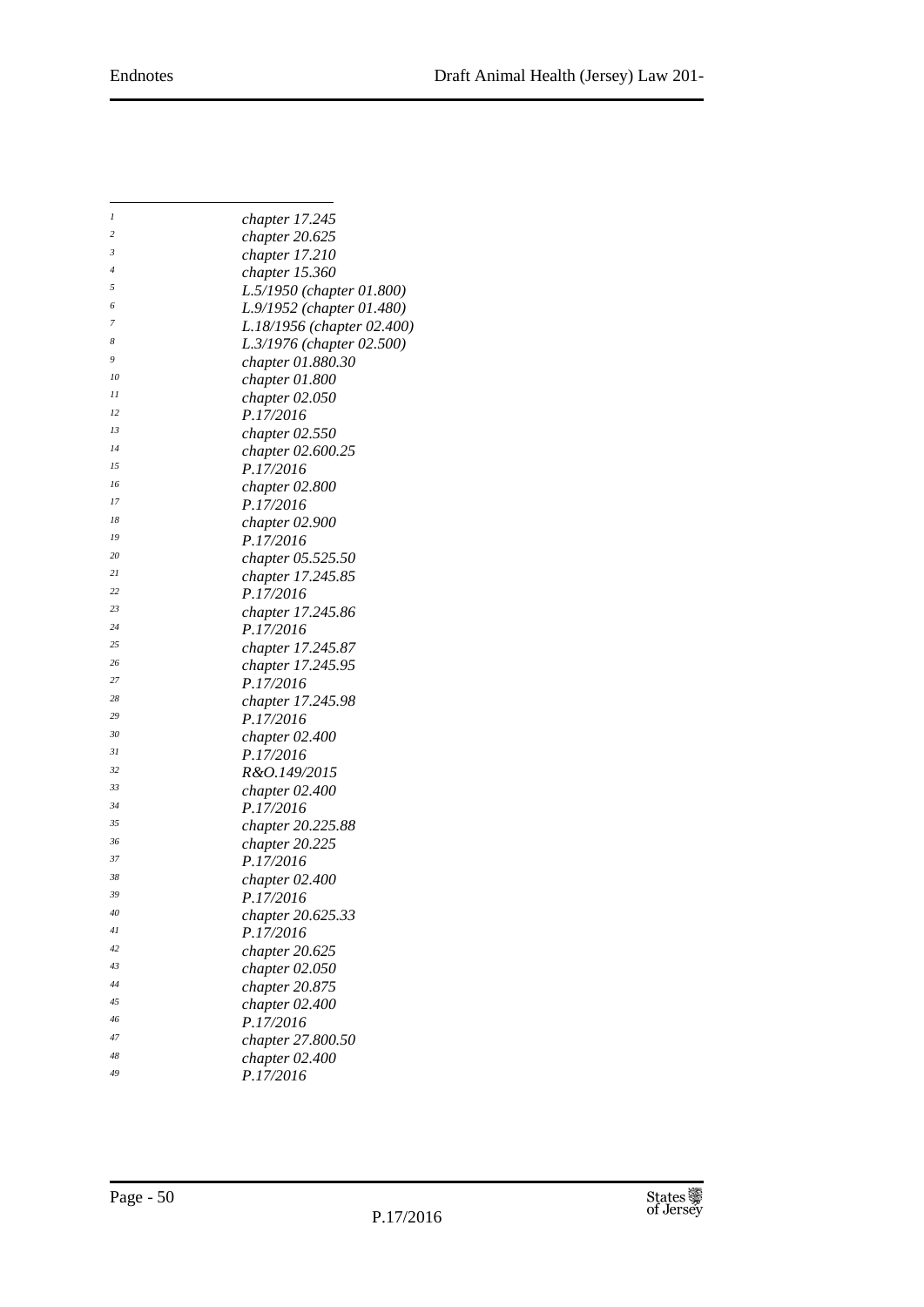| | |
|---|---|
| 1 | *chapter 17.245* |
| 2 | *chapter 20.625* |
| 3 | *chapter 17.210* |
| 4 | *chapter 15.360* |
| 5 | *L.5/1950 (chapter 01.800)* |
| 6 | *L.9/1952 (chapter 01.480)* |
| 7 | *L.18/1956 (chapter 02.400)* |
| 8 | *L.3/1976 (chapter 02.500)* |
| 9 | *chapter 01.880.30* |
| 10 | *chapter 01.800* |
| 11 | *chapter 02.050* |
| 12 | *P.17/2016* |
| 13 | *chapter 02.550* |
| 14 | *chapter 02.600.25* |
| 15 | *P.17/2016* |
| 16 | *chapter 02.800* |
| 17 | *P.17/2016* |
| 18 | *chapter 02.900* |
| 19 | *P.17/2016* |
| 20 | *chapter 05.525.50* |
| 21 | *chapter 17.245.85* |
| 22 | *P.17/2016* |
| 23 | *chapter 17.245.86* |
| 24 | *P.17/2016* |
| 25 | *chapter 17.245.87* |
| 26 | *chapter 17.245.95* |
| 27 | *P.17/2016* |
| 28 | *chapter 17.245.98* |
| 29 | *P.17/2016* |
| 30 | *chapter 02.400* |
| 31 | *P.17/2016* |
| 32 | *R&O.149/2015* |
| 33 | *chapter 02.400* |
| 34 | *P.17/2016* |
| 35 | *chapter 20.225.88* |
| 36 | *chapter 20.225* |
| 37 | *P.17/2016* |
| 38 | *chapter 02.400* |
| 39 | *P.17/2016* |
| 40 | *chapter 20.625.33* |
| 41 | *P.17/2016* |
| 42 | *chapter 20.625* |
| 43 | *chapter 02.050* |
| 44 | *chapter 20.875* |
| 45 | *chapter 02.400* |
| 46 | *P.17/2016* |
| 47 | *chapter 27.800.50* |
| 48 | *chapter 02.400* |
| 49 | *P.17/2016* |